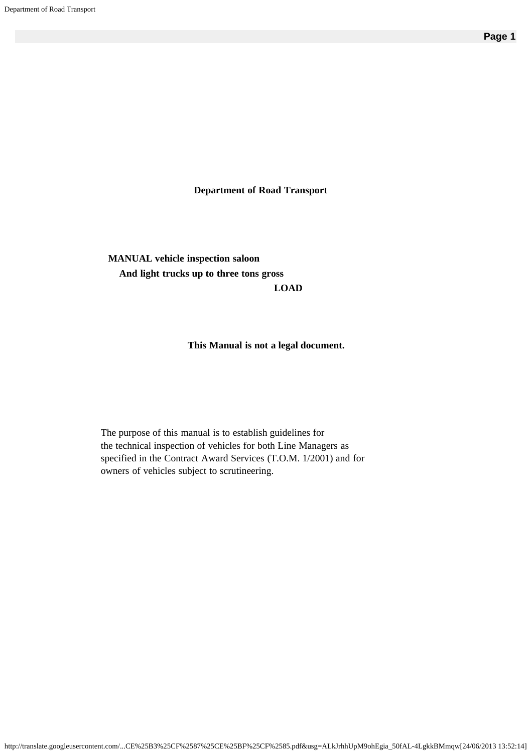# Department of Road Transport

## MANUAL vehicle inspection saloon And light trucks up to three tons gross LOAD

**This Manual is not a legal document.**

The purpose of this manual is to establish guidelines for the technical inspection of vehicles for both Line Managers as specified in the Contract Award Services (T.O.M. 1/2001) and for owners of vehicles subject to scrutineering.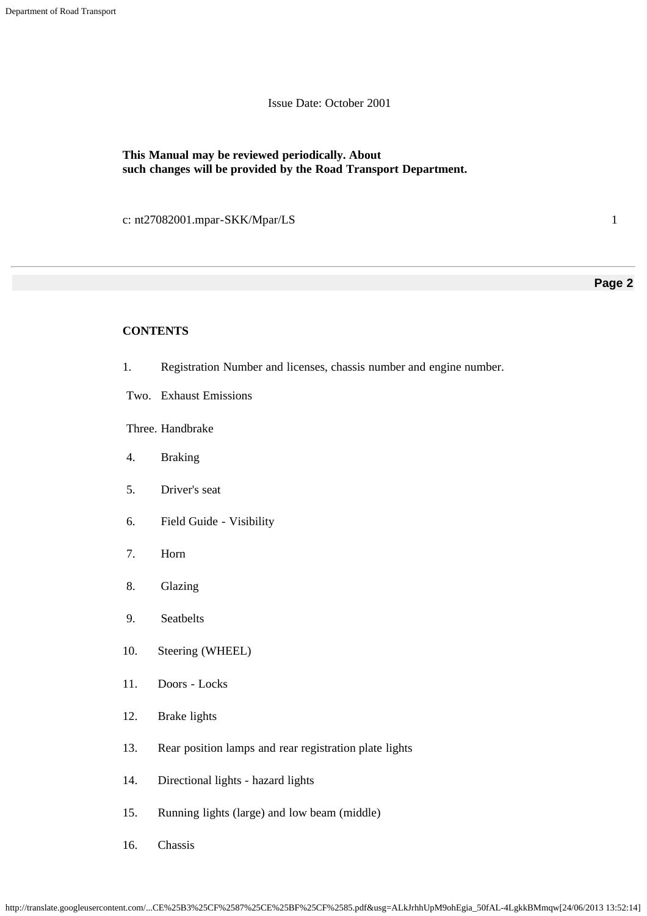Issue Date: October 2001

**This Manual may be reviewed periodically. About such changes will be provided by the Road Transport Department.**

c: nt27082001.mpar-SKK/Mpar/LS

**CONTENTS**

1. Registration Number and licenses, chassis number and engine number.

Two. Exhaust Emissions

Three. Handbrake

4. Braking
5. Driver's seat
6. Field Guide - Visibility
7. Horn
8. Glazing
9. Seatbelts
10. Steering (WHEEL)
11. Doors - Locks
12. Brake lights
13. Rear position lamps and rear registration plate lights
14. Directional lights - hazard lights
15. Running lights (large) and low beam (middle)
16. Chassis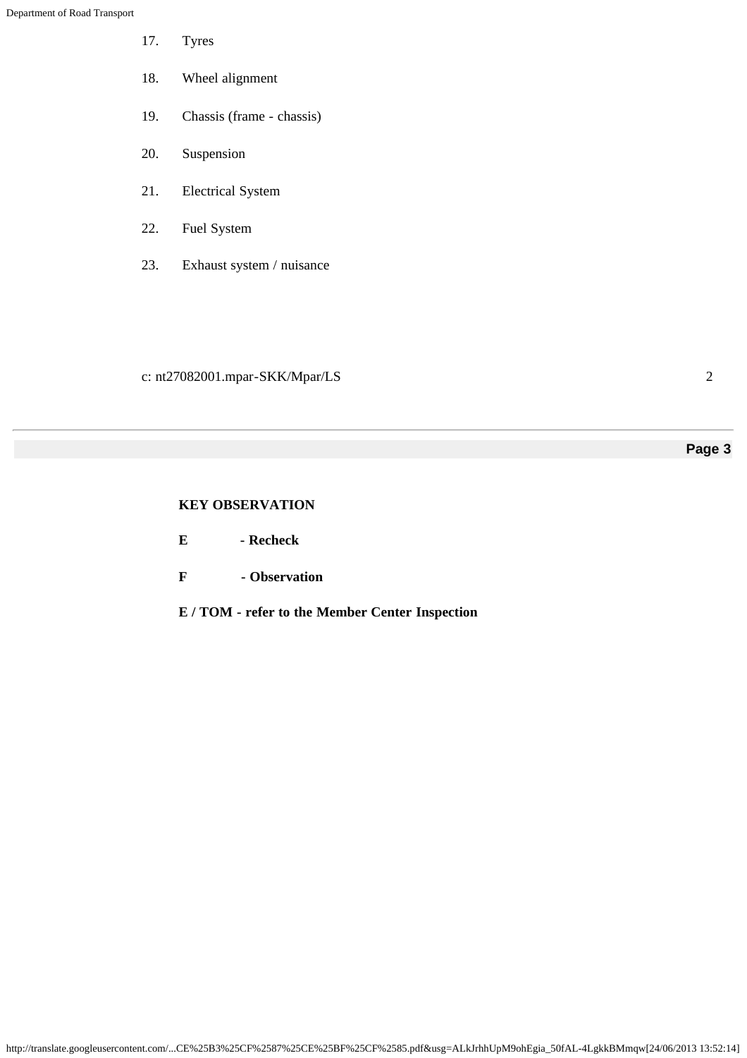17. Tyres

18. Wheel alignment

19. Chassis (frame - chassis)

20. Suspension

21. Electrical System

22. Fuel System

23. Exhaust system / nuisance

c: nt27082001.mpar-SKK/Mpar/LS

**KEY OBSERVATION**

**E - Recheck**

**F - Observation**

**E / TOM - refer to the Member Center Inspection**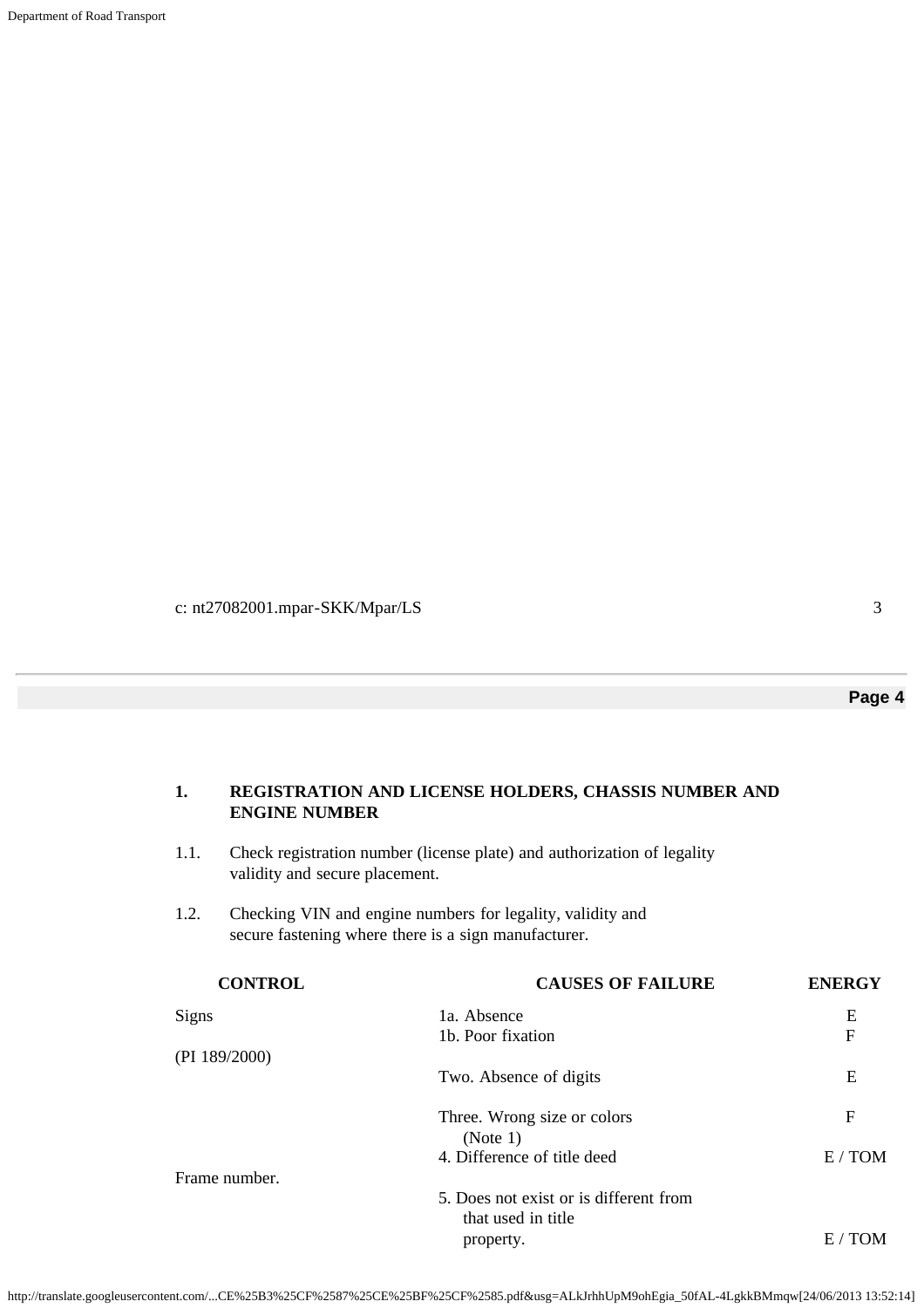c: nt27082001.mpar-SKK/Mpar/LS

## 1. REGISTRATION AND LICENSE HOLDERS, CHASSIS NUMBER AND ENGINE NUMBER

1.1. Check registration number (license plate) and authorization of legality validity and secure placement.

1.2. Checking VIN and engine numbers for legality, validity and secure fastening where there is a sign manufacturer.

| CONTROL | CAUSES OF FAILURE | ENERGY |
|---|---|---|
| Signs | 1a. Absence | E |
| | 1b. Poor fixation | F |
| (PI 189/2000) | | |
| | Two. Absence of digits | E |
| | Three. Wrong size or colors (Note 1) | F |
| | 4. Difference of title deed | E / TOM |
| Frame number. | | |
| | 5. Does not exist or is different from that used in title property. | E / TOM |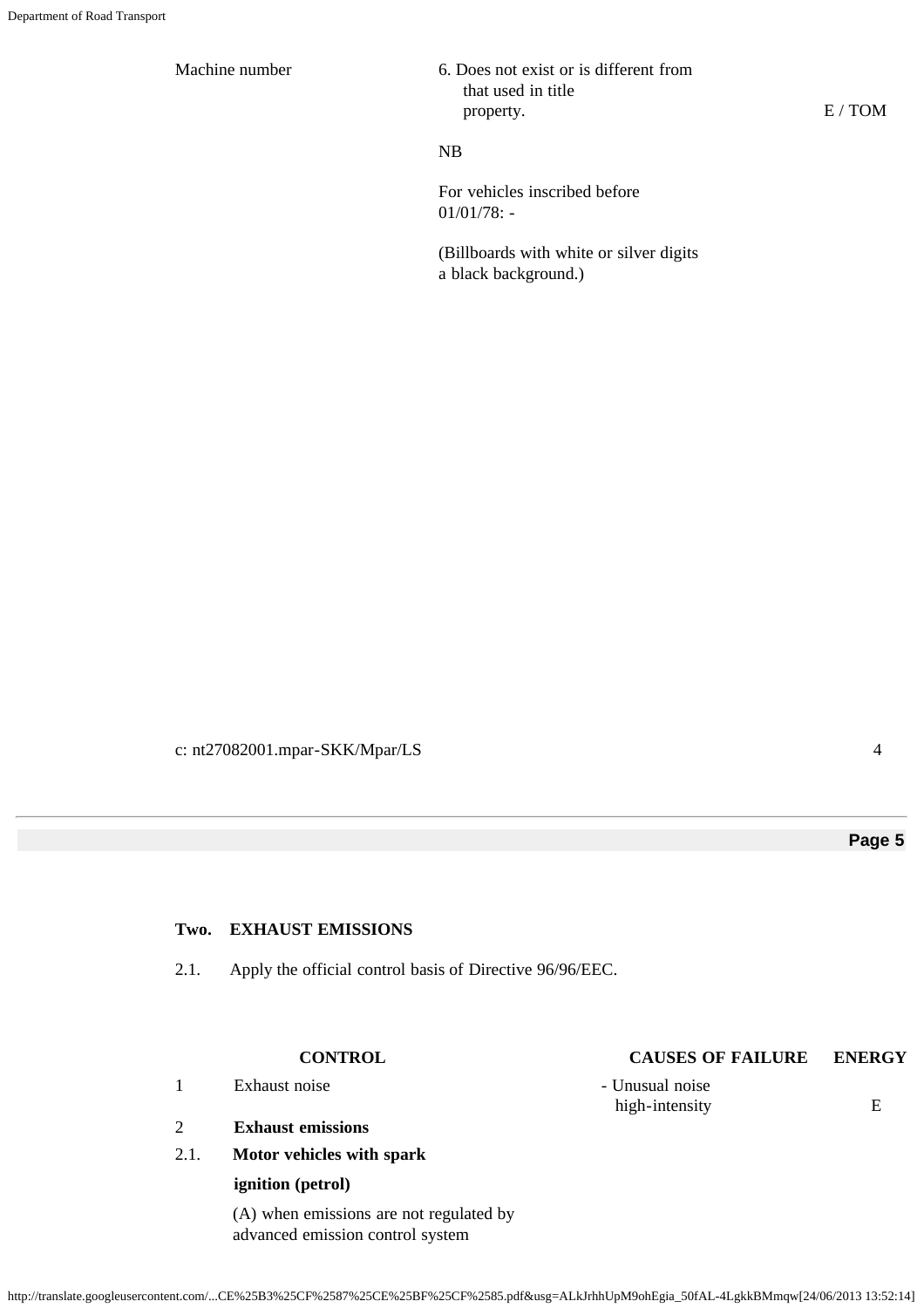| | | |
|---|---|---|
| Machine number | 6. Does not exist or is different from that used in title property. | E / TOM |
| | NB | |
| | For vehicles inscribed before 01/01/78: - | |
| | (Billboards with white or silver digits a black background.) | |

c: nt27082001.mpar-SKK/Mpar/LS

**Two. EXHAUST EMISSIONS**

2.1. Apply the official control basis of Directive 96/96/EEC.

| | CONTROL | CAUSES OF FAILURE | ENERGY |
|---|---|---|---|
| 1 | Exhaust noise | - Unusual noise high-intensity | E |
| 2 | **Exhaust emissions** | | |
| 2.1. | **Motor vehicles with spark ignition (petrol)** | | |
| | (A) when emissions are not regulated by advanced emission control system | | |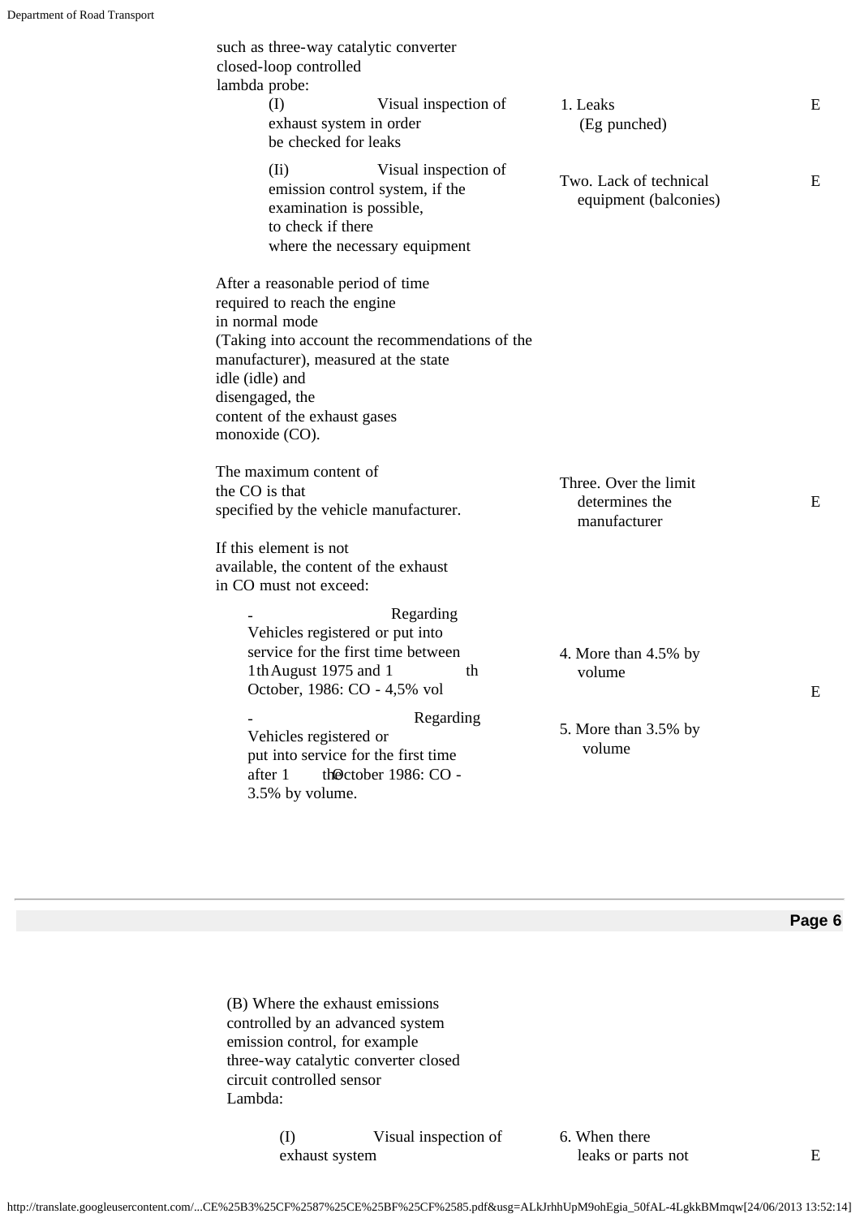| | | |
|---|---|---|
| such as three-way catalytic converter closed-loop controlled lambda probe: | | |
| (I) Visual inspection of exhaust system in order be checked for leaks | 1. Leaks (Eg punched) | E |
| (Ii) Visual inspection of emission control system, if the examination is possible, to check if there where the necessary equipment | Two. Lack of technical equipment (balconies) | E |
| After a reasonable period of time required to reach the engine in normal mode (Taking into account the recommendations of the manufacturer), measured at the state idle (idle) and disengaged, the content of the exhaust gases monoxide (CO). | | |
| The maximum content of the CO is that specified by the vehicle manufacturer. | Three. Over the limit determines the manufacturer | E |
| If this element is not available, the content of the exhaust in CO must not exceed: | | |
| - Regarding Vehicles registered or put into service for the first time between 1th August 1975 and 1 th October, 1986: CO - 4,5% vol | 4. More than 4.5% by volume | E |
| - Regarding Vehicles registered or put into service for the first time after 1 th October 1986: CO - 3.5% by volume. | 5. More than 3.5% by volume | |

| | | |
|---|---|---|
| (B) Where the exhaust emissions controlled by an advanced system emission control, for example three-way catalytic converter closed circuit controlled sensor Lambda: | | |
| (I) Visual inspection of exhaust system | 6. When there leaks or parts not | E |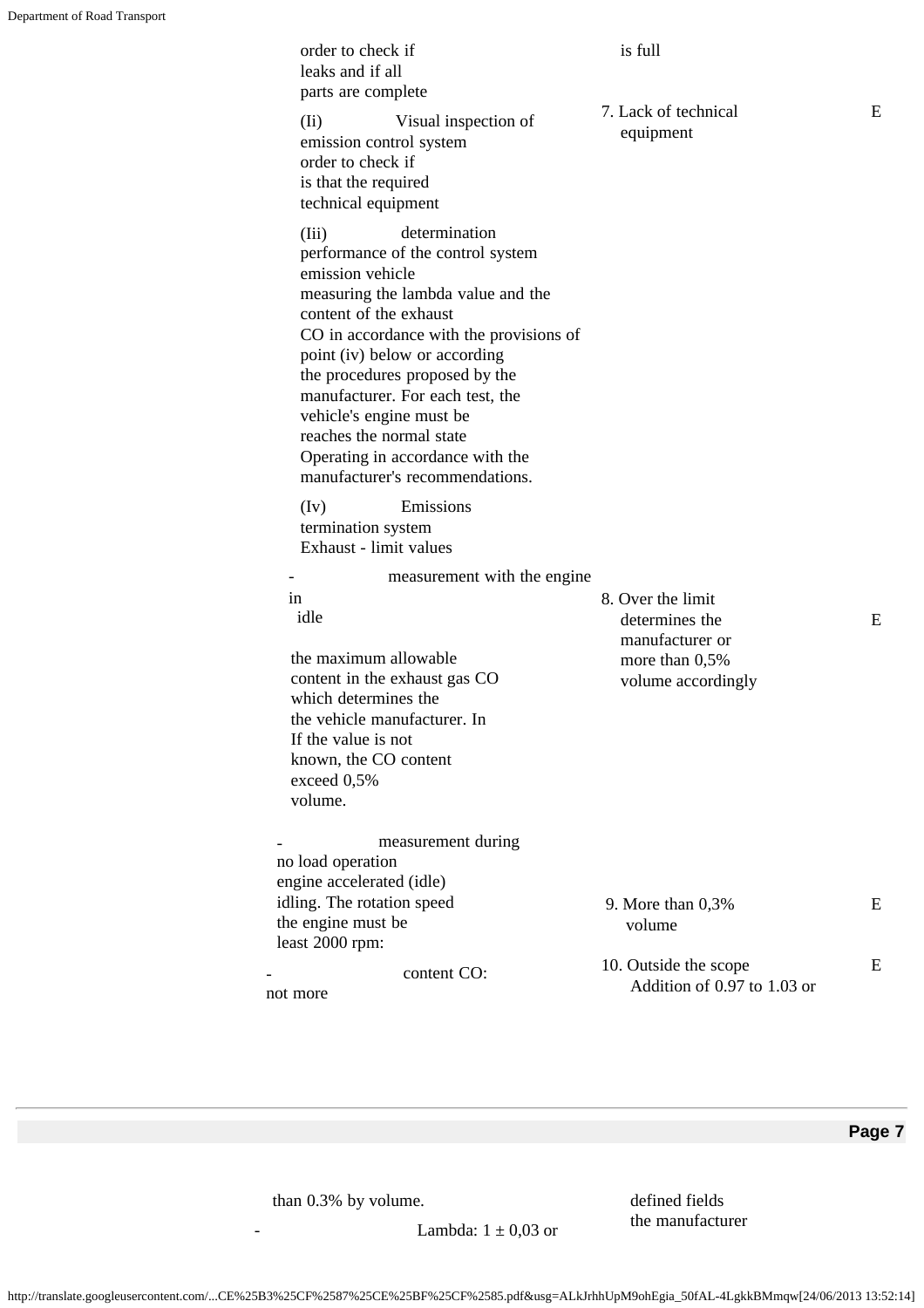| | | |
|---|---|---|
| order to check if leaks and if all parts are complete | is full | |
| (Ii) Visual inspection of emission control system order to check if is that the required technical equipment | 7. Lack of technical equipment | E |
| (Iii) determination performance of the control system emission vehicle measuring the lambda value and the content of the exhaust CO in accordance with the provisions of point (iv) below or according the procedures proposed by the manufacturer. For each test, the vehicle's engine must be reaches the normal state Operating in accordance with the manufacturer's recommendations. | | |
| (Iv) Emissions termination system Exhaust - limit values | | |
| - measurement with the engine in idle<br><br>the maximum allowable content in the exhaust gas CO which determines the the vehicle manufacturer. In If the value is not known, the CO content exceed 0,5% volume. | 8. Over the limit determines the manufacturer or more than 0,5% volume accordingly | E |
| - measurement during no load operation engine accelerated (idle) idling. The rotation speed the engine must be least 2000 rpm: | 9. More than 0,3% volume | E |
| - content CO: not more than 0.3% by volume.<br>- Lambda: 1 ± 0,03 or | 10. Outside the scope Addition of 0.97 to 1.03 or defined fields the manufacturer | E |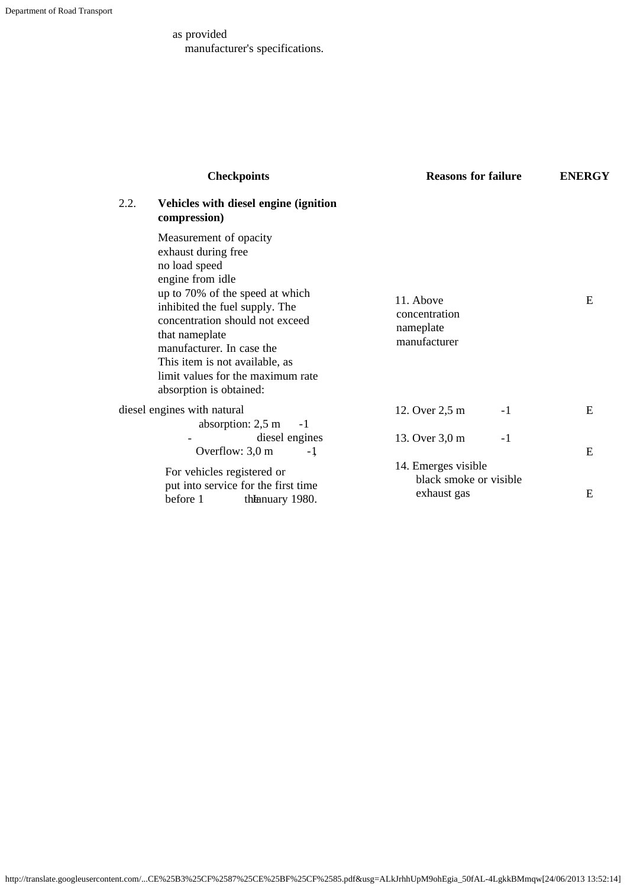as provided
manufacturer's specifications.

| Checkpoints | | Reasons for failure | ENERGY |
|---|---|---|---|
| 2.2. | **Vehicles with diesel engine (ignition compression)** | | |
| | Measurement of opacity exhaust during free no load speed engine from idle up to 70% of the speed at which inhibited the fuel supply. The concentration should not exceed that nameplate manufacturer. In case the This item is not available, as limit values for the maximum rate absorption is obtained: | 11. Above concentration nameplate manufacturer | E |
| | diesel engines with natural absorption: 2,5 $m^{-1}$ | 12. Over 2,5 $m^{-1}$ | E |
| | - diesel engines Overflow: 3,0 $m^{-1}$, | 13. Over 3,0 $m^{-1}$ | E |
| | For vehicles registered or put into service for the first time before 1 the January 1980. | 14. Emerges visible black smoke or visible exhaust gas | E |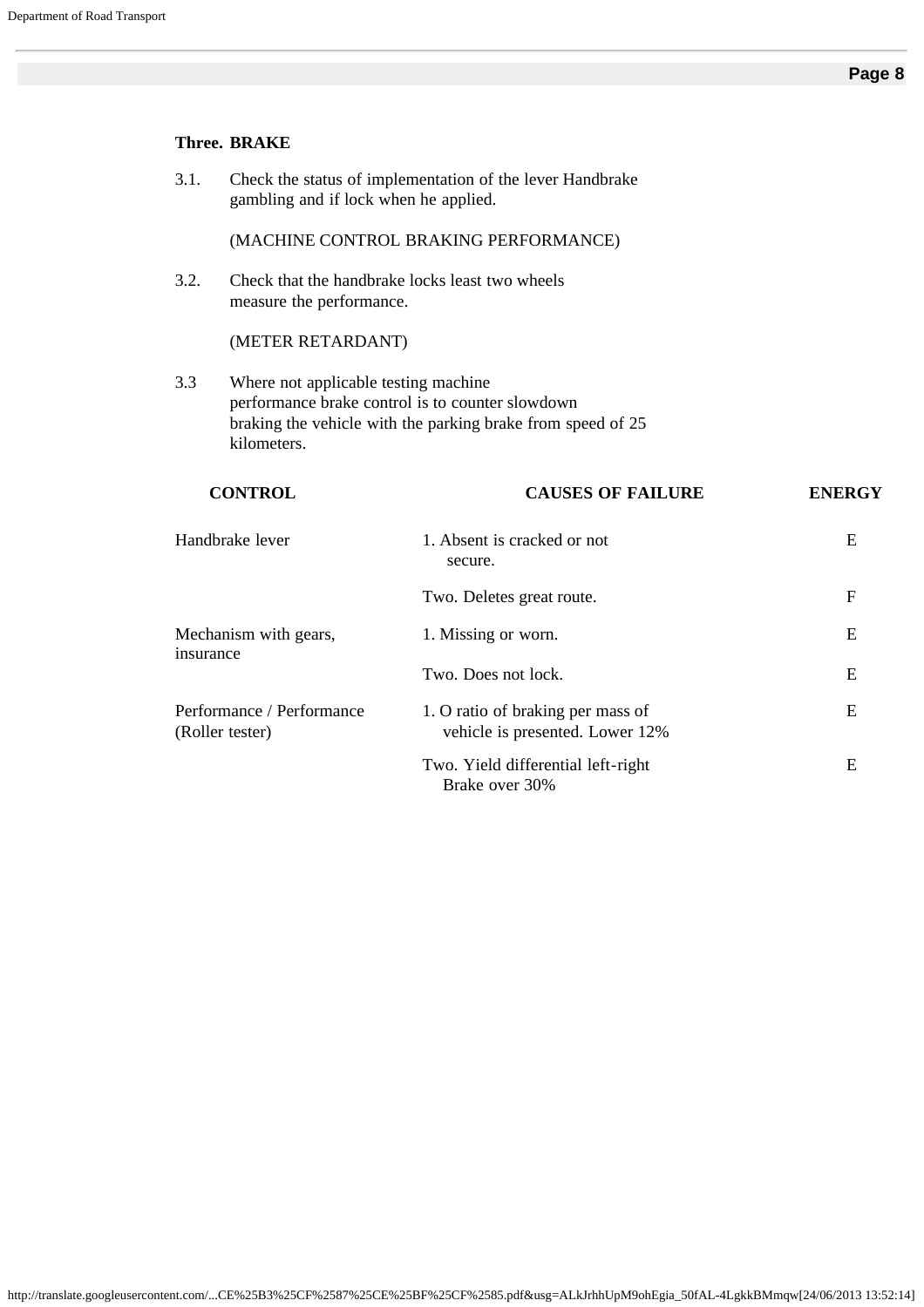## Three. BRAKE

3.1. Check the status of implementation of the lever Handbrake gambling and if lock when he applied.

(MACHINE CONTROL BRAKING PERFORMANCE)

3.2. Check that the handbrake locks least two wheels measure the performance.

(METER RETARDANT)

3.3 Where not applicable testing machine performance brake control is to counter slowdown braking the vehicle with the parking brake from speed of 25 kilometers.

| CONTROL | CAUSES OF FAILURE | ENERGY |
|---|---|---|
| Handbrake lever | 1. Absent is cracked or not secure. | E |
| | Two. Deletes great route. | F |
| Mechanism with gears, insurance | 1. Missing or worn. | E |
| | Two. Does not lock. | E |
| Performance / Performance (Roller tester) | 1. O ratio of braking per mass of vehicle is presented. Lower 12% | E |
| | Two. Yield differential left-right Brake over 30% | E |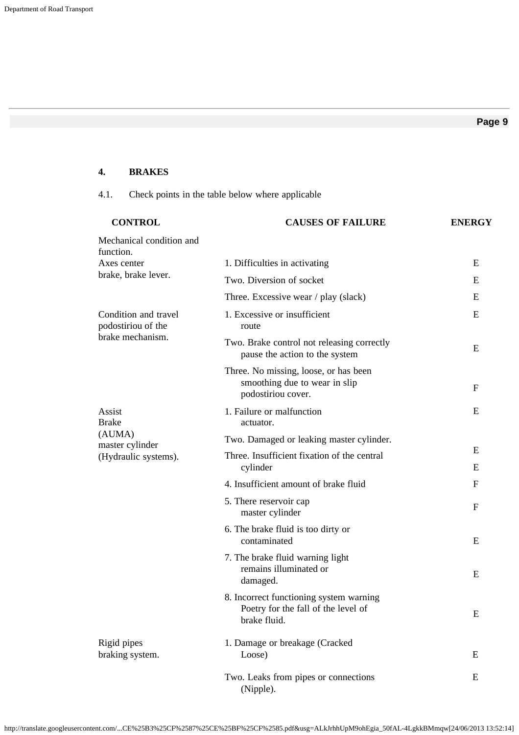## 4. BRAKES

4.1. Check points in the table below where applicable

| CONTROL | CAUSES OF FAILURE | ENERGY |
|---|---|---|
| Mechanical condition and function. Axes center brake, brake lever. | 1. Difficulties in activating | E |
| | Two. Diversion of socket | E |
| | Three. Excessive wear / play (slack) | E |
| Condition and travel podostiriou of the brake mechanism. | 1. Excessive or insufficient route | E |
| | Two. Brake control not releasing correctly pause the action to the system | E |
| | Three. No missing, loose, or has been smoothing due to wear in slip podostiriou cover. | F |
| Assist Brake (AUMA) master cylinder (Hydraulic systems). | 1. Failure or malfunction actuator. | E |
| | Two. Damaged or leaking master cylinder. | E |
| | Three. Insufficient fixation of the central cylinder | E |
| | 4. Insufficient amount of brake fluid | F |
| | 5. There reservoir cap master cylinder | F |
| | 6. The brake fluid is too dirty or contaminated | E |
| | 7. The brake fluid warning light remains illuminated or damaged. | E |
| | 8. Incorrect functioning system warning Poetry for the fall of the level of brake fluid. | E |
| Rigid pipes braking system. | 1. Damage or breakage (Cracked Loose) | E |
| | Two. Leaks from pipes or connections (Nipple). | E |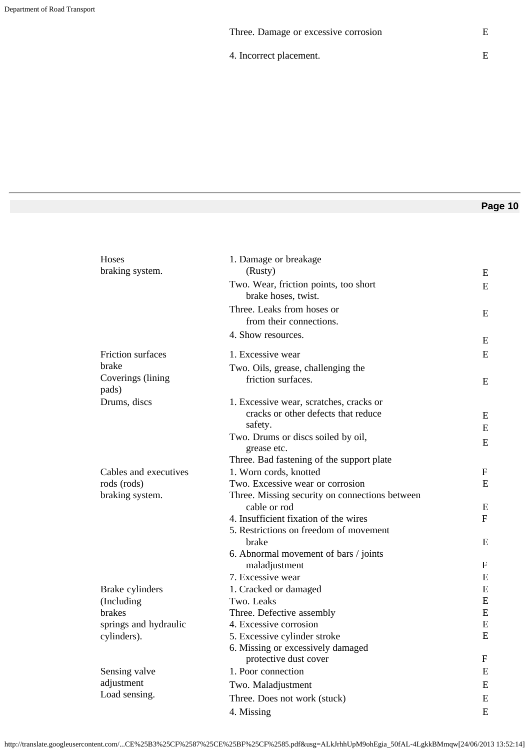| | | |
|---|---|---|
| | Three. Damage or excessive corrosion | E |
| | 4. Incorrect placement. | E |

| | | |
|---|---|---|
| Hoses braking system. | 1. Damage or breakage (Rusty) | E |
| | Two. Wear, friction points, too short brake hoses, twist. | E |
| | Three. Leaks from hoses or from their connections. | E |
| | 4. Show resources. | E |
| Friction surfaces brake Coverings (lining pads) | 1. Excessive wear | E |
| | Two. Oils, grease, challenging the friction surfaces. | E |
| Drums, discs | 1. Excessive wear, scratches, cracks or cracks or other defects that reduce safety. | E |
| | Two. Drums or discs soiled by oil, grease etc. | E |
| | Three. Bad fastening of the support plate | E |
| Cables and executives rods (rods) braking system. | 1. Worn cords, knotted | F |
| | Two. Excessive wear or corrosion | E |
| | Three. Missing security on connections between cable or rod | E |
| | 4. Insufficient fixation of the wires | F |
| | 5. Restrictions on freedom of movement brake | E |
| | 6. Abnormal movement of bars / joints maladjustment | F |
| | 7. Excessive wear | E |
| Brake cylinders (Including brakes springs and hydraulic cylinders). | 1. Cracked or damaged | E |
| | Two. Leaks | E |
| | Three. Defective assembly | E |
| | 4. Excessive corrosion | E |
| | 5. Excessive cylinder stroke | E |
| | 6. Missing or excessively damaged protective dust cover | F |
| Sensing valve adjustment Load sensing. | 1. Poor connection | E |
| | Two. Maladjustment | E |
| | Three. Does not work (stuck) | E |
| | 4. Missing | E |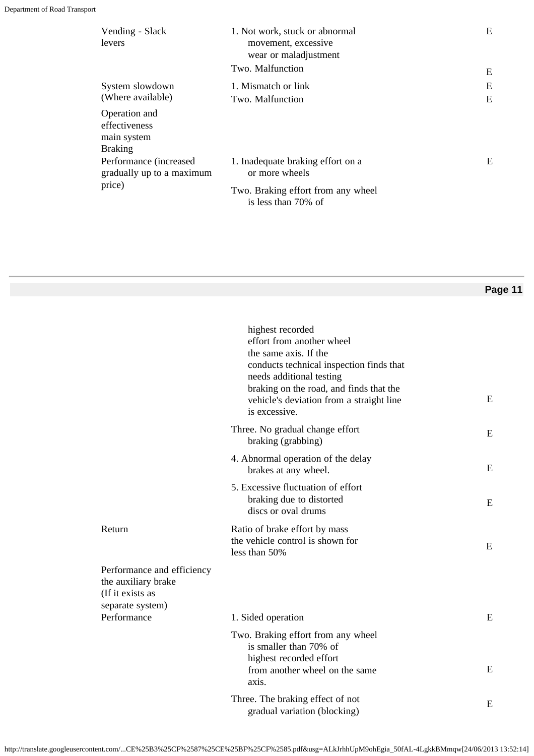| | | |
|---|---|---|
| Vending - Slack levers | 1. Not work, stuck or abnormal movement, excessive wear or maladjustment | E |
| | Two. Malfunction | E |
| System slowdown (Where available) | 1. Mismatch or link | E |
| | Two. Malfunction | E |
| Operation and effectiveness main system Braking | | |
| Performance (increased gradually up to a maximum price) | 1. Inadequate braking effort on a or more wheels | E |
| | Two. Braking effort from any wheel is less than 70% of highest recorded effort from another wheel the same axis. If the conducts technical inspection finds that needs additional testing braking on the road, and finds that the vehicle's deviation from a straight line is excessive. | E |
| | Three. No gradual change effort braking (grabbing) | E |
| | 4. Abnormal operation of the delay brakes at any wheel. | E |
| | 5. Excessive fluctuation of effort braking due to distorted discs or oval drums | E |
| Return | Ratio of brake effort by mass the vehicle control is shown for less than 50% | E |
| Performance and efficiency the auxiliary brake (If it exists as separate system) | | |
| Performance | 1. Sided operation | E |
| | Two. Braking effort from any wheel is smaller than 70% of highest recorded effort from another wheel on the same axis. | E |
| | Three. The braking effect of not gradual variation (blocking) | E |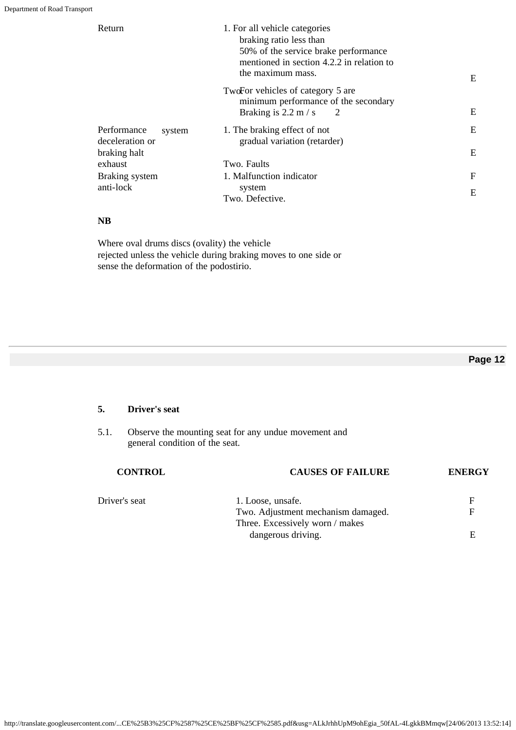| | | |
|---|---|---|
| Return | 1. For all vehicle categories braking ratio less than 50% of the service brake performance mentioned in section 4.2.2 in relation to the maximum mass. | E |
| | Two. For vehicles of category 5 are minimum performance of the secondary Braking is 2.2 m / s 2 | E |
| Performance system deceleration or braking halt exhaust | 1. The braking effect of not gradual variation (retarder) | E |
| | Two. Faults | E |
| Braking system anti-lock | 1. Malfunction indicator system | F |
| | Two. Defective. | E |

**NB**

Where oval drums discs (ovality) the vehicle rejected unless the vehicle during braking moves to one side or sense the deformation of the podostirio.

**5. Driver's seat**

5.1. Observe the mounting seat for any undue movement and general condition of the seat.

| CONTROL | CAUSES OF FAILURE | ENERGY |
|---|---|---|
| Driver's seat | 1. Loose, unsafe. | F |
| | Two. Adjustment mechanism damaged. | F |
| | Three. Excessively worn / makes dangerous driving. | E |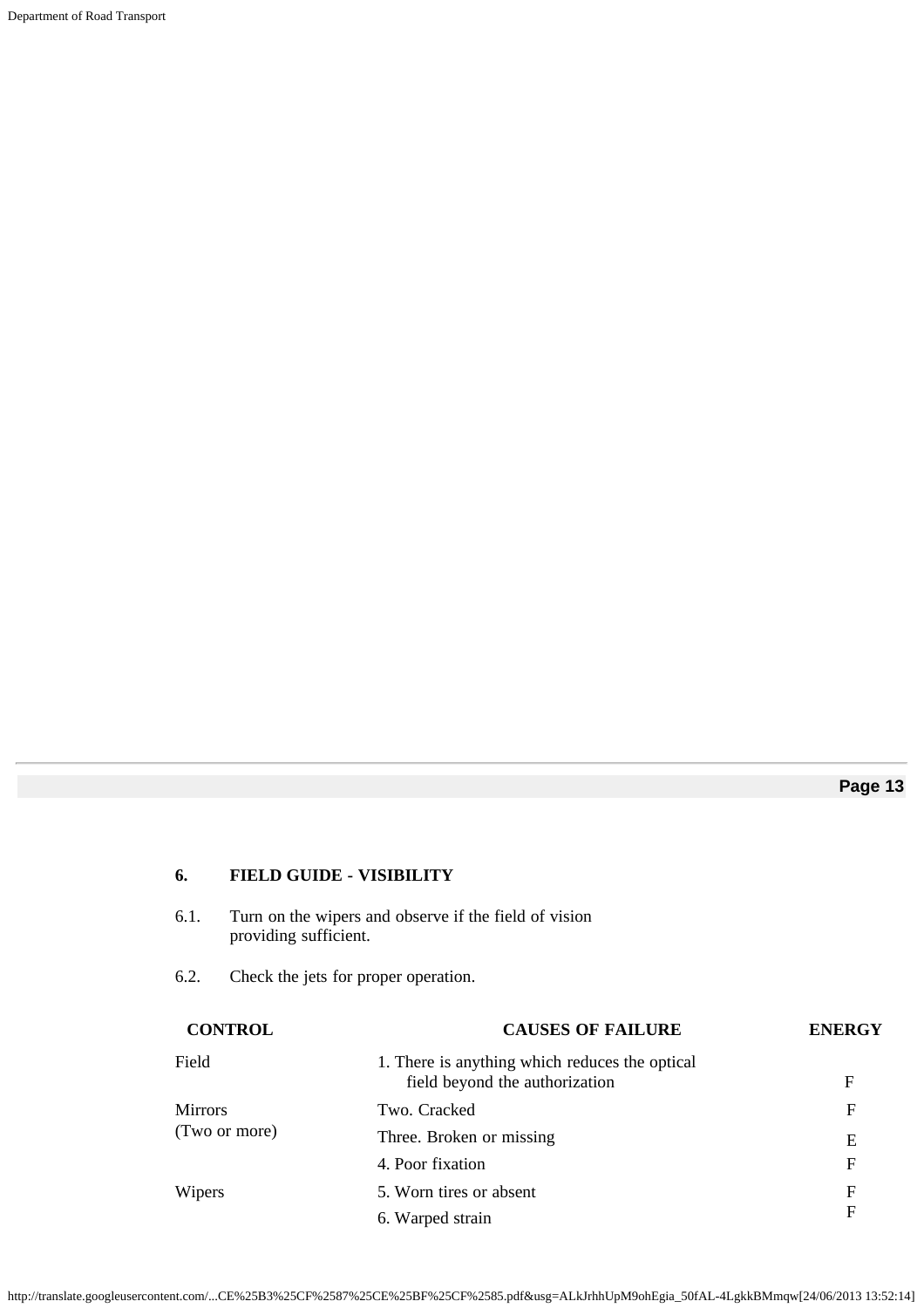## 6. FIELD GUIDE - VISIBILITY

6.1. Turn on the wipers and observe if the field of vision providing sufficient.

6.2. Check the jets for proper operation.

| CONTROL | CAUSES OF FAILURE | ENERGY |
|---|---|---|
| Field | 1. There is anything which reduces the optical field beyond the authorization | F |
| Mirrors (Two or more) | Two. Cracked | F |
| | Three. Broken or missing | E |
| | 4. Poor fixation | F |
| Wipers | 5. Worn tires or absent | F |
| | 6. Warped strain | F |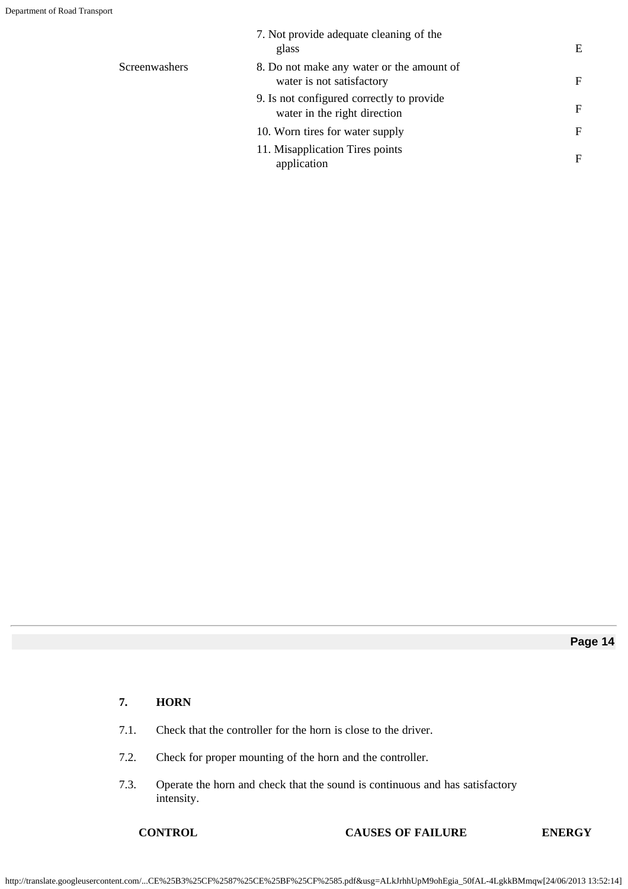| | | |
|---|---|---|
| | 7. Not provide adequate cleaning of the glass | E |
| Screenwashers | 8. Do not make any water or the amount of water is not satisfactory | F |
| | 9. Is not configured correctly to provide water in the right direction | F |
| | 10. Worn tires for water supply | F |
| | 11. Misapplication Tires points application | F |

## 7. HORN

7.1. Check that the controller for the horn is close to the driver.

7.2. Check for proper mounting of the horn and the controller.

7.3. Operate the horn and check that the sound is continuous and has satisfactory intensity.

| CONTROL | CAUSES OF FAILURE | ENERGY |
|---|---|---|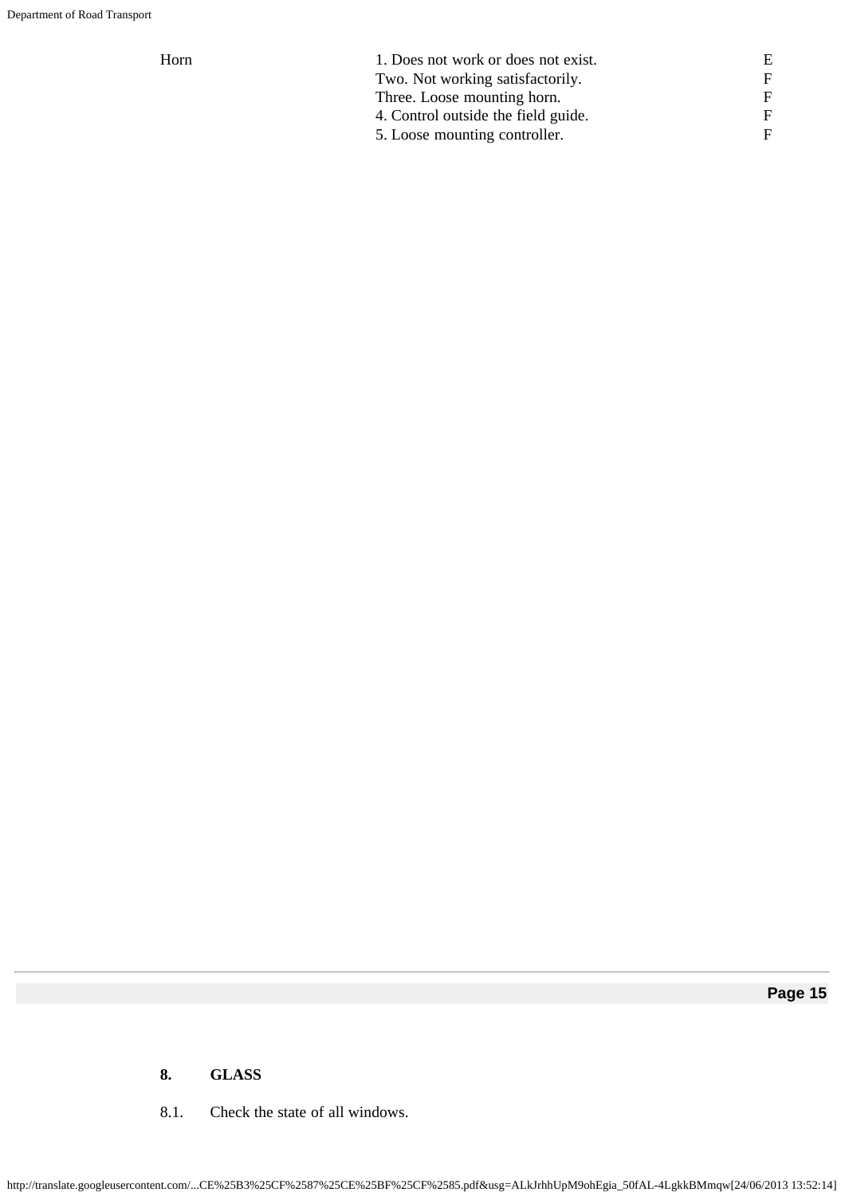| | | |
|---|---|---|
| Horn | 1. Does not work or does not exist. | E |
| | Two. Not working satisfactorily. | F |
| | Three. Loose mounting horn. | F |
| | 4. Control outside the field guide. | F |
| | 5. Loose mounting controller. | F |

## 8. GLASS

8.1. Check the state of all windows.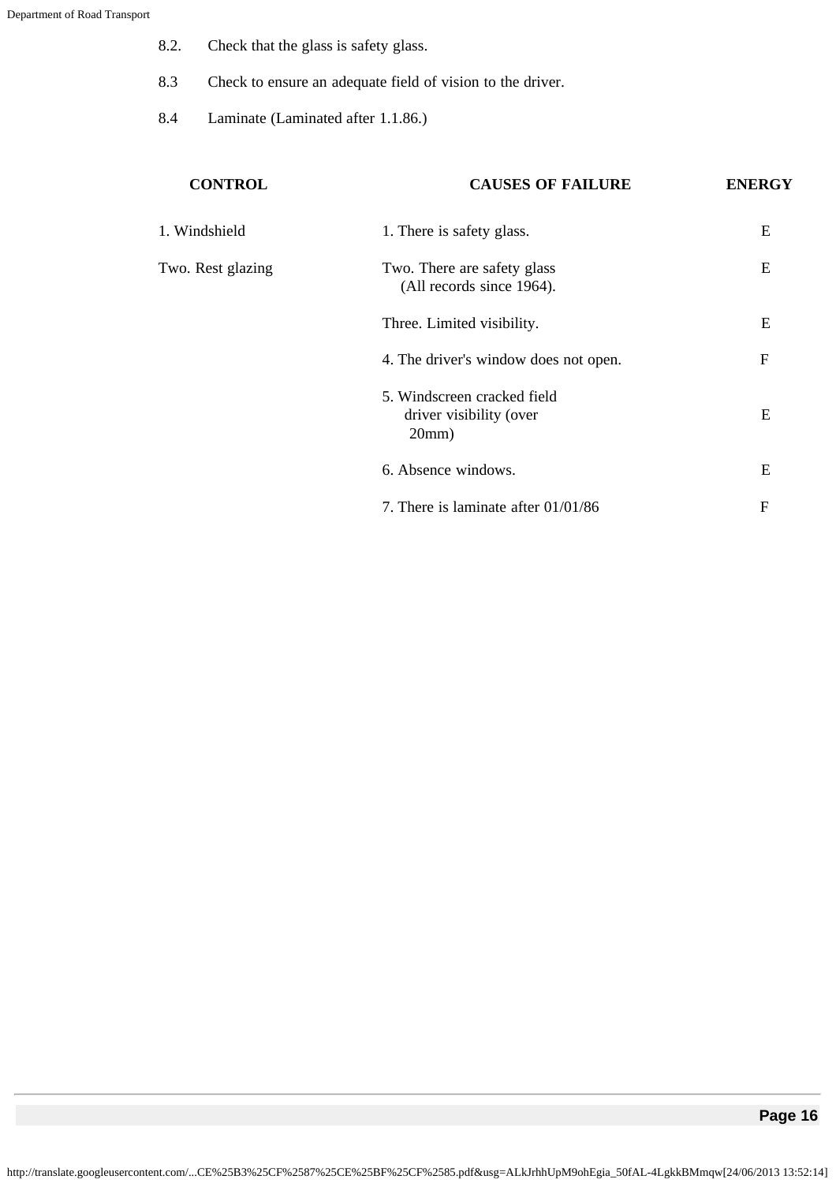8.2. Check that the glass is safety glass.

8.3 Check to ensure an adequate field of vision to the driver.

8.4 Laminate (Laminated after 1.1.86.)

| CONTROL | CAUSES OF FAILURE | ENERGY |
|---|---|---|
| 1. Windshield | 1. There is safety glass. | E |
| Two. Rest glazing | Two. There are safety glass (All records since 1964). | E |
| | Three. Limited visibility. | E |
| | 4. The driver's window does not open. | F |
| | 5. Windscreen cracked field driver visibility (over 20mm) | E |
| | 6. Absence windows. | E |
| | 7. There is laminate after 01/01/86 | F |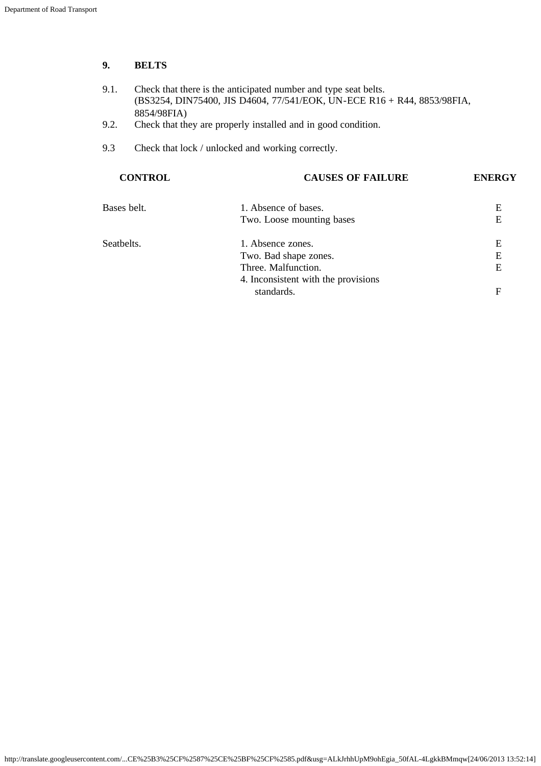## 9. BELTS

9.1. Check that there is the anticipated number and type seat belts. (BS3254, DIN75400, JIS D4604, 77/541/EOK, UN-ECE R16 + R44, 8853/98FIA, 8854/98FIA)

9.2. Check that they are properly installed and in good condition.

9.3 Check that lock / unlocked and working correctly.

| CONTROL | CAUSES OF FAILURE | ENERGY |
|---|---|---|
| Bases belt. | 1. Absence of bases. | E |
| | Two. Loose mounting bases | E |
| Seatbelts. | 1. Absence zones. | E |
| | Two. Bad shape zones. | E |
| | Three. Malfunction. | E |
| | 4. Inconsistent with the provisions standards. | F |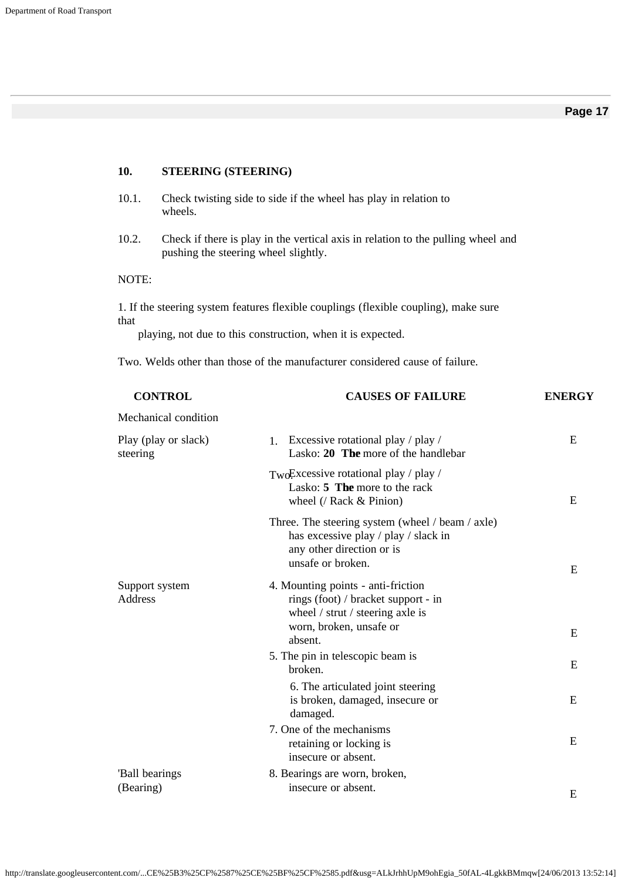## 10. STEERING (STEERING)

10.1. Check twisting side to side if the wheel has play in relation to wheels.

10.2. Check if there is play in the vertical axis in relation to the pulling wheel and pushing the steering wheel slightly.

NOTE:

1. If the steering system features flexible couplings (flexible coupling), make sure that playing, not due to this construction, when it is expected.

Two. Welds other than those of the manufacturer considered cause of failure.

| CONTROL | CAUSES OF FAILURE | ENERGY |
|---|---|---|
| Mechanical condition | | |
| Play (play or slack) steering | 1. Excessive rotational play / play / Lasko: **20 The** more of the handlebar | E |
| | Two. Excessive rotational play / play / Lasko: **5 The** more to the rack wheel (/ Rack & Pinion) | E |
| | Three. The steering system (wheel / beam / axle) has excessive play / play / slack in any other direction or is unsafe or broken. | E |
| Support system Address | 4. Mounting points - anti-friction rings (foot) / bracket support - in wheel / strut / steering axle is worn, broken, unsafe or absent. | E |
| | 5. The pin in telescopic beam is broken. | E |
| | 6. The articulated joint steering is broken, damaged, insecure or damaged. | E |
| | 7. One of the mechanisms retaining or locking is insecure or absent. | E |
| 'Ball bearings (Bearing) | 8. Bearings are worn, broken, insecure or absent. | E |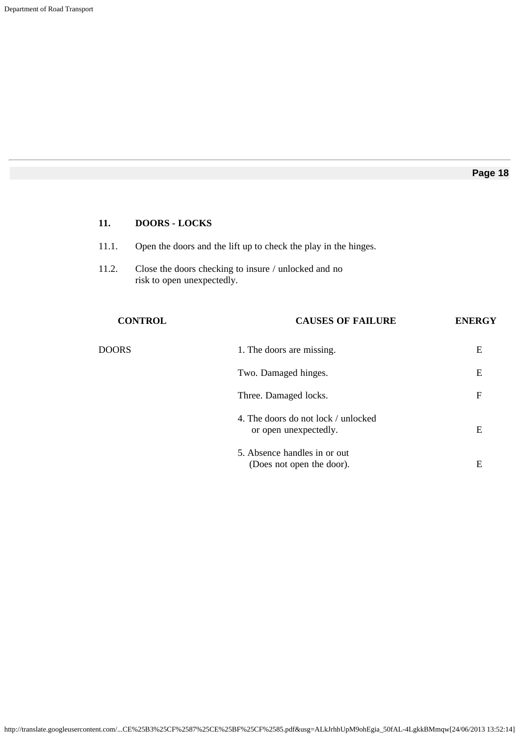## 11. DOORS - LOCKS

11.1. Open the doors and the lift up to check the play in the hinges.

11.2. Close the doors checking to insure / unlocked and no risk to open unexpectedly.

| CONTROL | CAUSES OF FAILURE | ENERGY |
|---|---|---|
| DOORS | 1. The doors are missing. | E |
| | Two. Damaged hinges. | E |
| | Three. Damaged locks. | F |
| | 4. The doors do not lock / unlocked or open unexpectedly. | E |
| | 5. Absence handles in or out (Does not open the door). | E |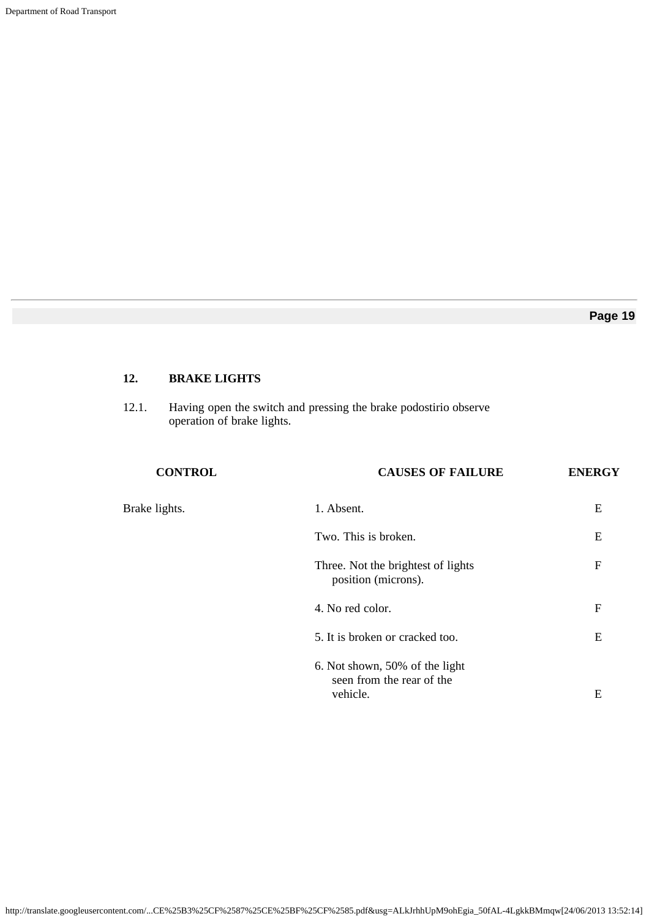## 12. BRAKE LIGHTS

12.1. Having open the switch and pressing the brake podostirio observe operation of brake lights.

| CONTROL | CAUSES OF FAILURE | ENERGY |
|---|---|---|
| Brake lights. | 1. Absent. | E |
| | Two. This is broken. | E |
| | Three. Not the brightest of lights position (microns). | F |
| | 4. No red color. | F |
| | 5. It is broken or cracked too. | E |
| | 6. Not shown, 50% of the light seen from the rear of the vehicle. | E |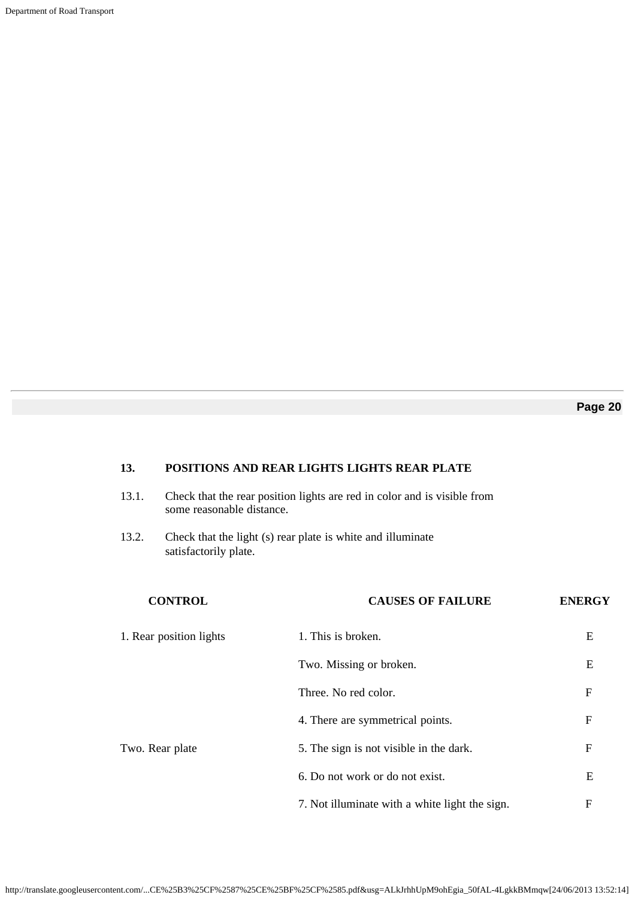## 13. POSITIONS AND REAR LIGHTS LIGHTS REAR PLATE

13.1. Check that the rear position lights are red in color and is visible from some reasonable distance.

13.2. Check that the light (s) rear plate is white and illuminate satisfactorily plate.

| CONTROL | CAUSES OF FAILURE | ENERGY |
|---|---|---|
| 1. Rear position lights | 1. This is broken. | E |
| | Two. Missing or broken. | E |
| | Three. No red color. | F |
| | 4. There are symmetrical points. | F |
| Two. Rear plate | 5. The sign is not visible in the dark. | F |
| | 6. Do not work or do not exist. | E |
| | 7. Not illuminate with a white light the sign. | F |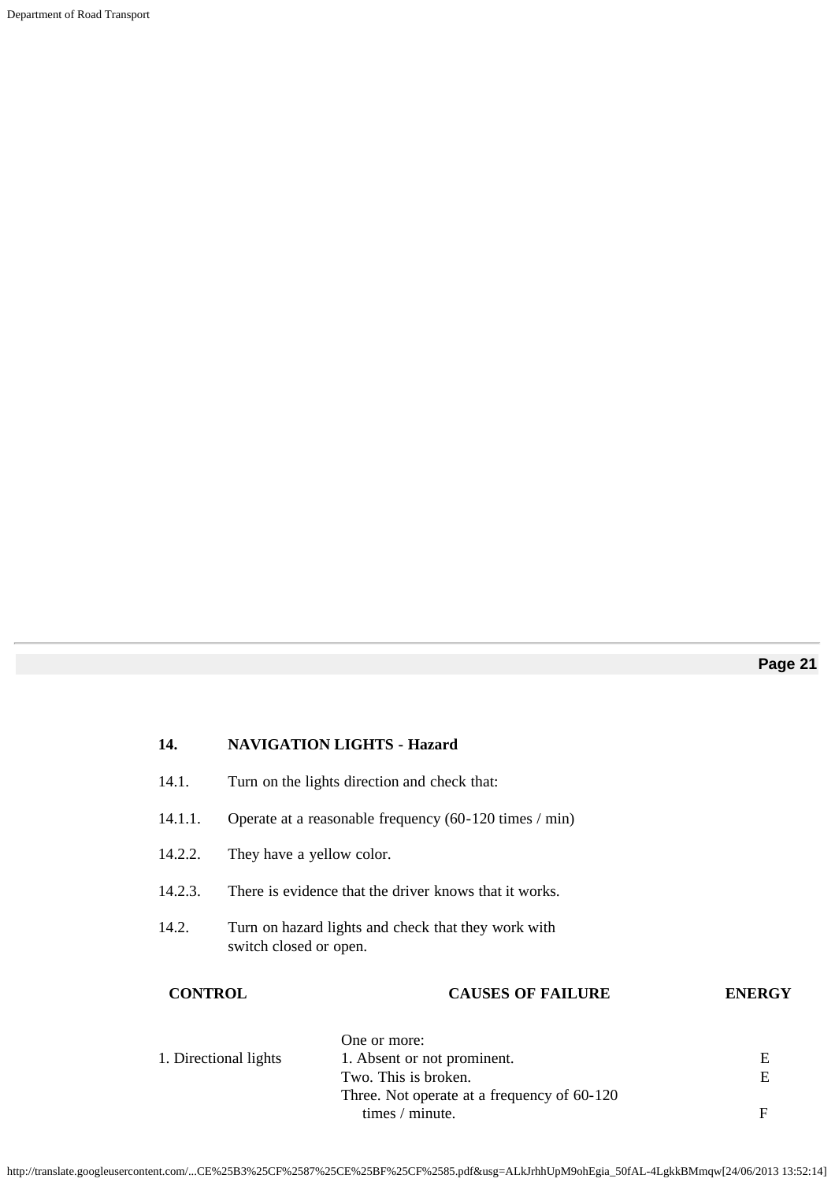## 14. NAVIGATION LIGHTS - Hazard

14.1. Turn on the lights direction and check that:

14.1.1. Operate at a reasonable frequency (60-120 times / min)

14.2.2. They have a yellow color.

14.2.3. There is evidence that the driver knows that it works.

14.2. Turn on hazard lights and check that they work with switch closed or open.

| CONTROL | CAUSES OF FAILURE | ENERGY |
|---|---|---|
| 1. Directional lights | One or more:<br>1. Absent or not prominent. | E |
| | Two. This is broken. | E |
| | Three. Not operate at a frequency of 60-120 times / minute. | F |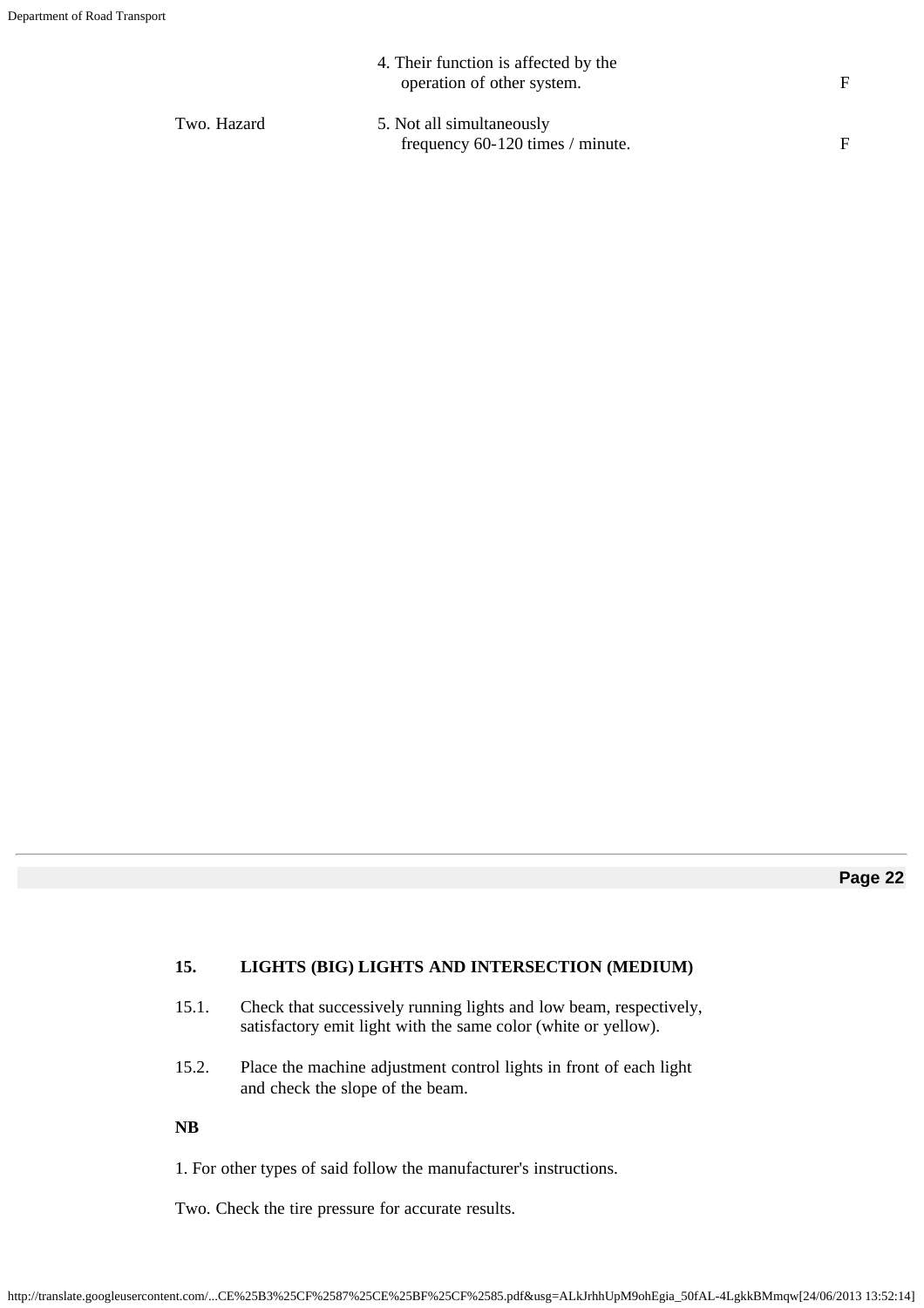| | | |
|---|---|---|
| | 4. Their function is affected by the operation of other system. | F |
| Two. Hazard | 5. Not all simultaneously frequency 60-120 times / minute. | F |

## 15. LIGHTS (BIG) LIGHTS AND INTERSECTION (MEDIUM)

15.1. Check that successively running lights and low beam, respectively, satisfactory emit light with the same color (white or yellow).

15.2. Place the machine adjustment control lights in front of each light and check the slope of the beam.

**NB**

1. For other types of said follow the manufacturer's instructions.

Two. Check the tire pressure for accurate results.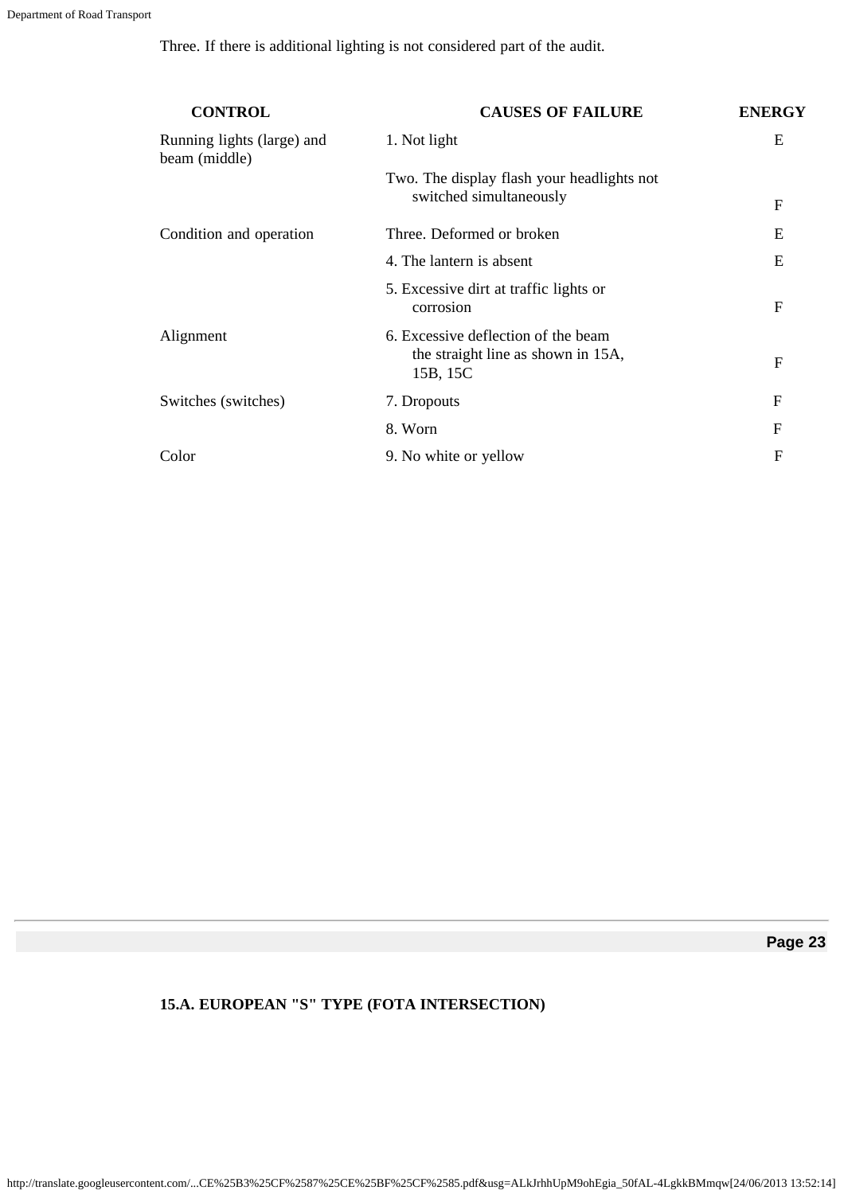Three. If there is additional lighting is not considered part of the audit.

| CONTROL | CAUSES OF FAILURE | ENERGY |
|---|---|---|
| Running lights (large) and beam (middle) | 1. Not light | E |
| | Two. The display flash your headlights not switched simultaneously | F |
| Condition and operation | Three. Deformed or broken | E |
| | 4. The lantern is absent | E |
| | 5. Excessive dirt at traffic lights or corrosion | F |
| Alignment | 6. Excessive deflection of the beam the straight line as shown in 15A, 15B, 15C | F |
| Switches (switches) | 7. Dropouts | F |
| | 8. Worn | F |
| Color | 9. No white or yellow | F |

**15.A. EUROPEAN "S" TYPE (FOTA INTERSECTION)**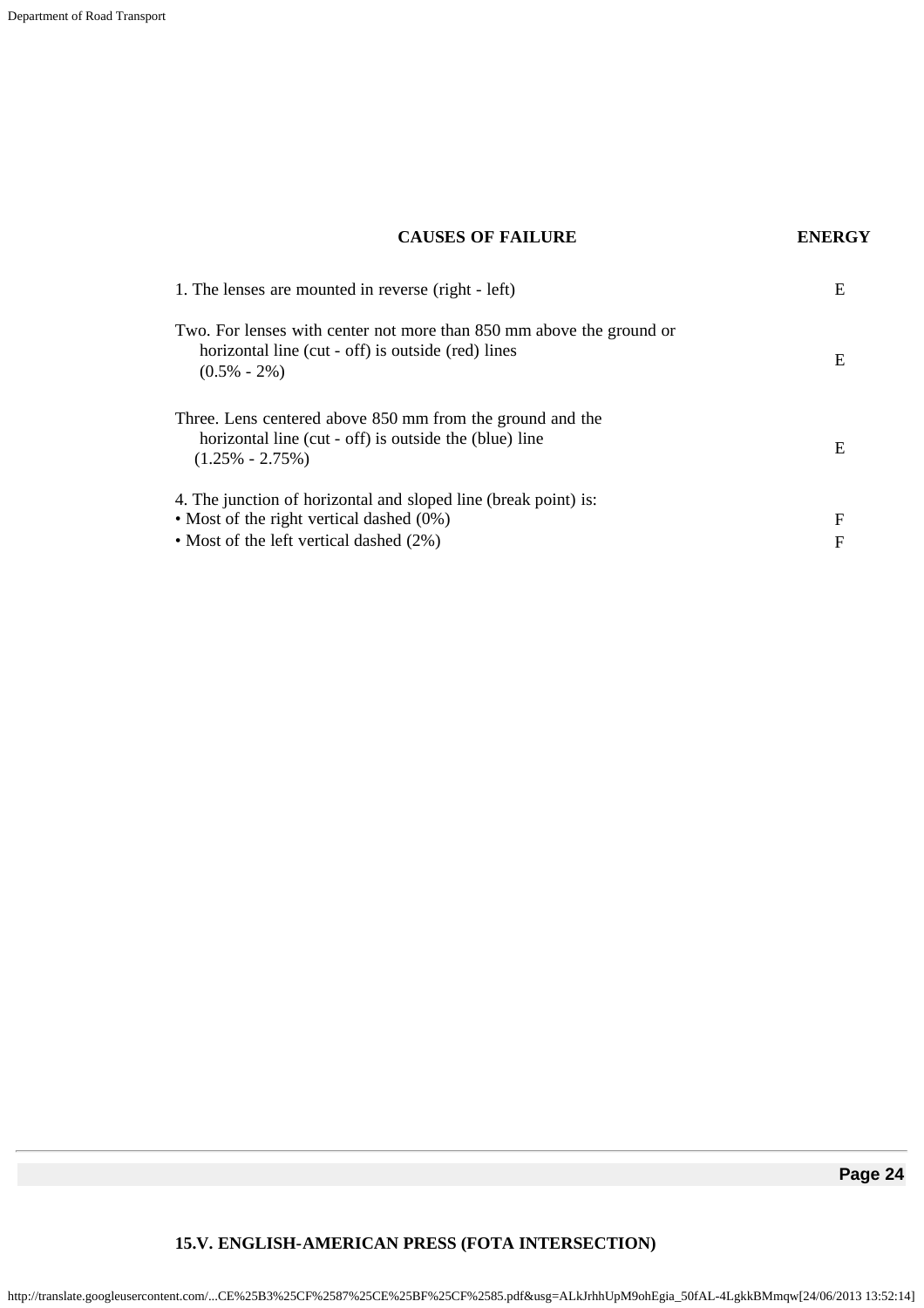| CAUSES OF FAILURE | ENERGY |
| --- | --- |
| 1. The lenses are mounted in reverse (right - left) | E |
| Two. For lenses with center not more than 850 mm above the ground or horizontal line (cut - off) is outside (red) lines (0.5% - 2%) | E |
| Three. Lens centered above 850 mm from the ground and the horizontal line (cut - off) is outside the (blue) line (1.25% - 2.75%) | E |
| 4. The junction of horizontal and sloped line (break point) is: | |
| • Most of the right vertical dashed (0%) | F |
| • Most of the left vertical dashed (2%) | F |

**15.V. ENGLISH-AMERICAN PRESS (FOTA INTERSECTION)**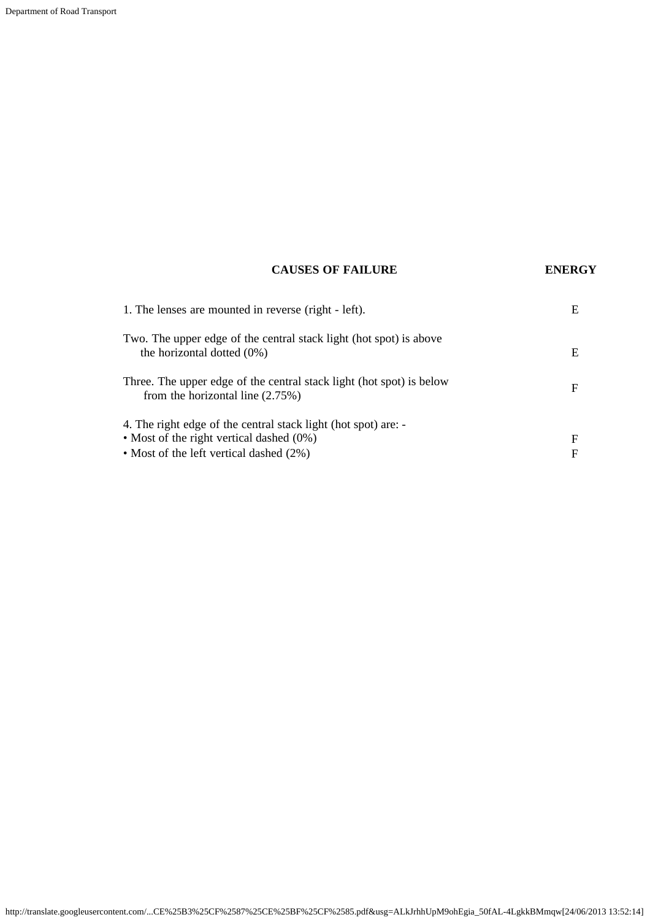| CAUSES OF FAILURE | ENERGY |
|---|---|
| 1. The lenses are mounted in reverse (right - left). | E |
| Two. The upper edge of the central stack light (hot spot) is above the horizontal dotted (0%) | E |
| Three. The upper edge of the central stack light (hot spot) is below from the horizontal line (2.75%) | F |
| 4. The right edge of the central stack light (hot spot) are: - | |
| • Most of the right vertical dashed (0%) | F |
| • Most of the left vertical dashed (2%) | F |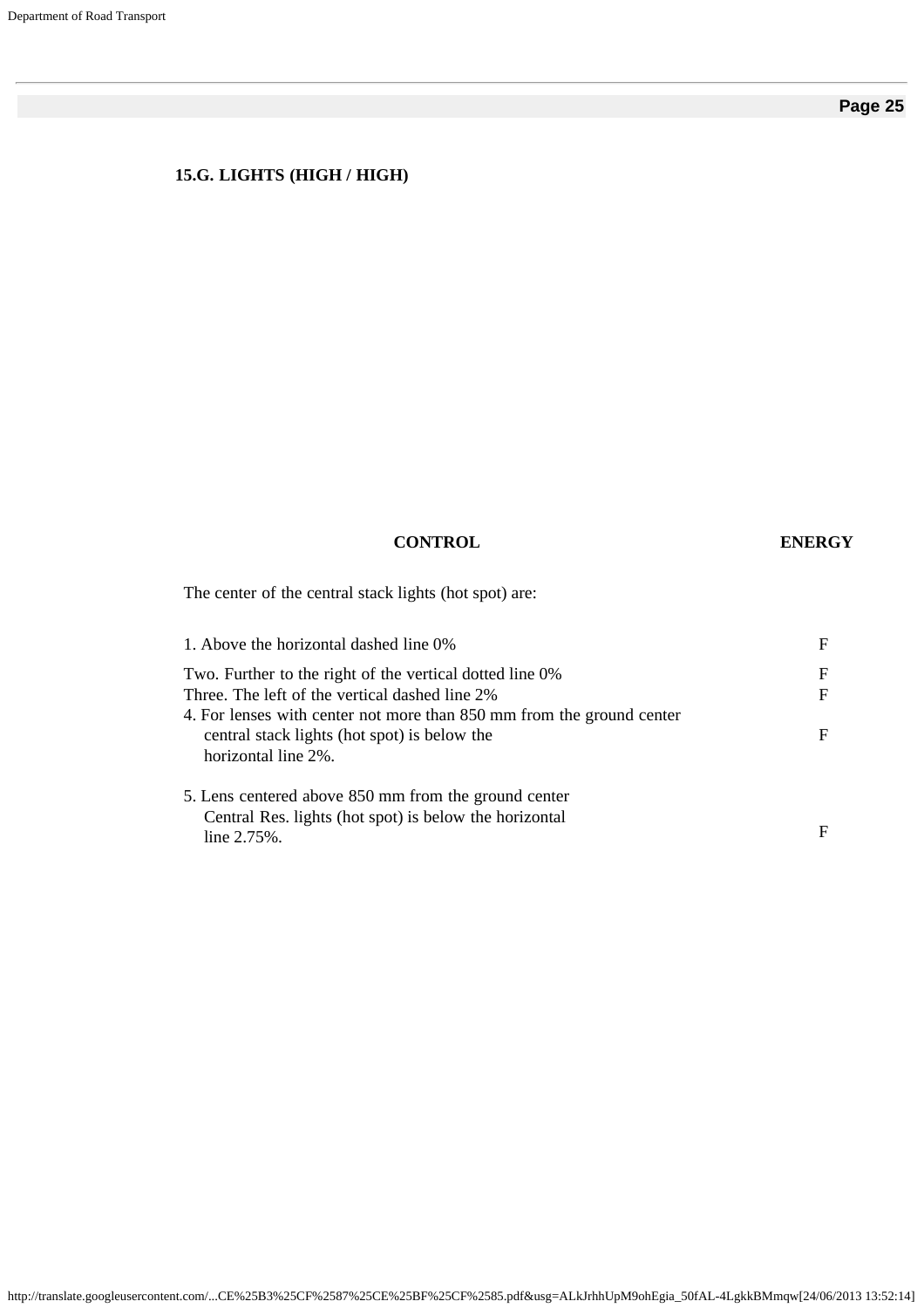### 15.G. LIGHTS (HIGH / HIGH)

| CONTROL | ENERGY |
|---|---|
| The center of the central stack lights (hot spot) are: | |
| 1. Above the horizontal dashed line 0% | F |
| Two. Further to the right of the vertical dotted line 0% | F |
| Three. The left of the vertical dashed line 2% | F |
| 4. For lenses with center not more than 850 mm from the ground center central stack lights (hot spot) is below the horizontal line 2%. | F |
| 5. Lens centered above 850 mm from the ground center Central Res. lights (hot spot) is below the horizontal line 2.75%. | F |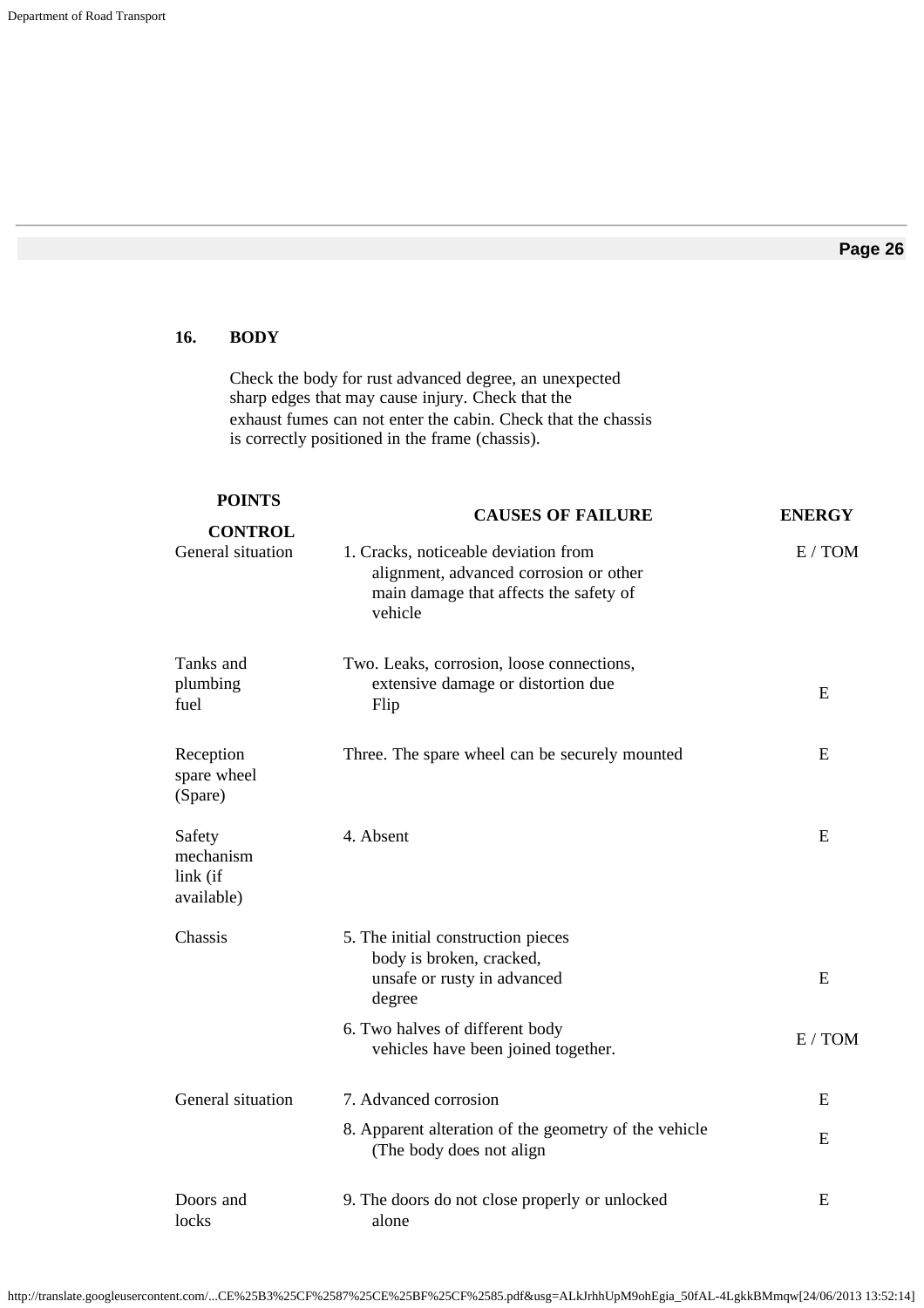## 16. BODY

Check the body for rust advanced degree, an unexpected sharp edges that may cause injury. Check that the exhaust fumes can not enter the cabin. Check that the chassis is correctly positioned in the frame (chassis).

| POINTS CONTROL | CAUSES OF FAILURE | ENERGY |
|---|---|---|
| General situation | 1. Cracks, noticeable deviation from alignment, advanced corrosion or other main damage that affects the safety of vehicle | E / TOM |
| Tanks and plumbing fuel | Two. Leaks, corrosion, loose connections, extensive damage or distortion due Flip | E |
| Reception spare wheel (Spare) | Three. The spare wheel can be securely mounted | E |
| Safety mechanism link (if available) | 4. Absent | E |
| Chassis | 5. The initial construction pieces body is broken, cracked, unsafe or rusty in advanced degree | E |
| | 6. Two halves of different body vehicles have been joined together. | E / TOM |
| General situation | 7. Advanced corrosion | E |
| | 8. Apparent alteration of the geometry of the vehicle (The body does not align | E |
| Doors and locks | 9. The doors do not close properly or unlocked alone | E |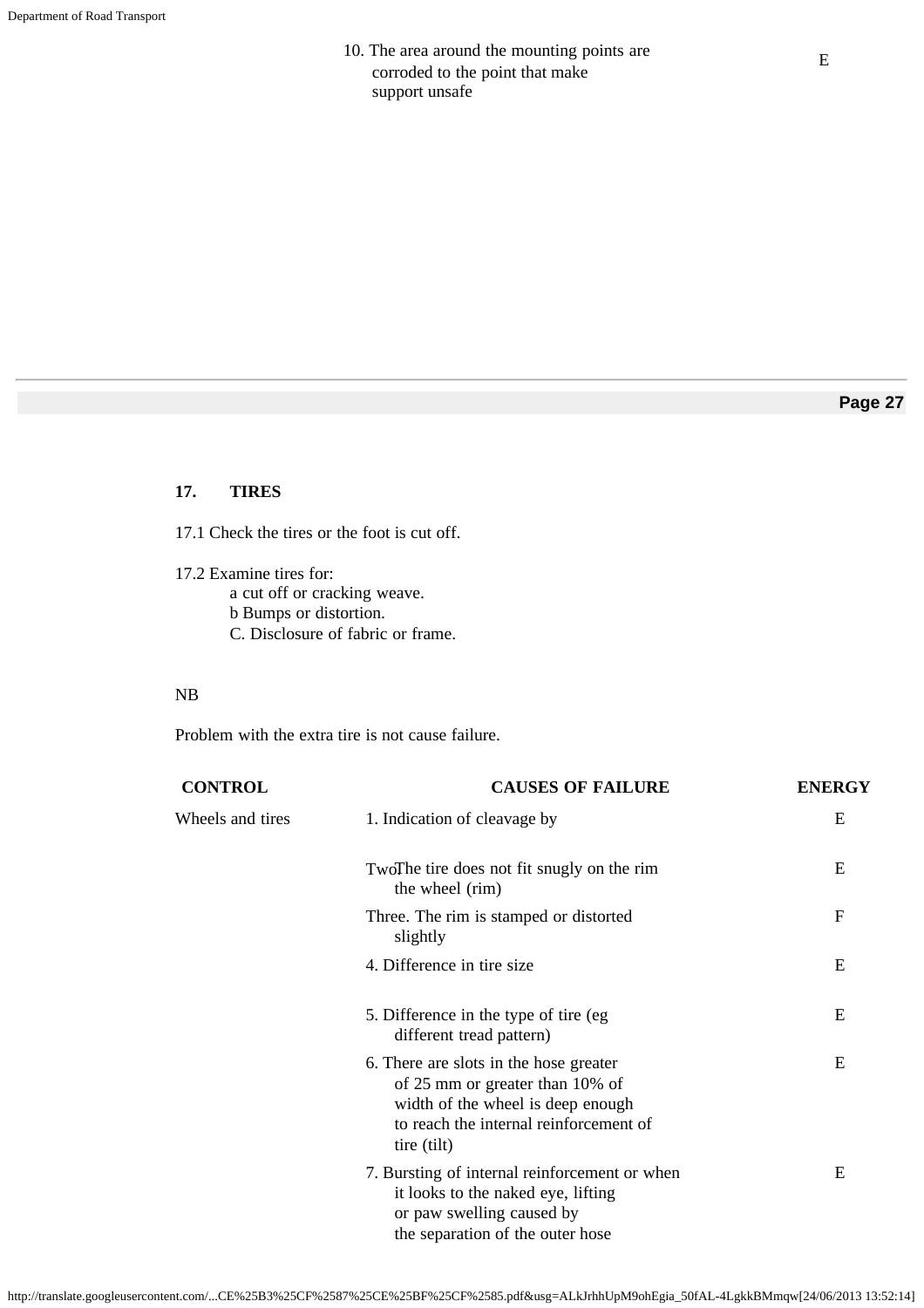| | 10. The area around the mounting points are corroded to the point that make support unsafe | E |
|---|---|---|

## 17. TIRES

17.1 Check the tires or the foot is cut off.

17.2 Examine tires for:
a cut off or cracking weave.
b Bumps or distortion.
C. Disclosure of fabric or frame.

NB

Problem with the extra tire is not cause failure.

| CONTROL | CAUSES OF FAILURE | ENERGY |
|---|---|---|
| Wheels and tires | 1. Indication of cleavage by | E |
| | Two. The tire does not fit snugly on the rim the wheel (rim) | E |
| | Three. The rim is stamped or distorted slightly | F |
| | 4. Difference in tire size | E |
| | 5. Difference in the type of tire (eg different tread pattern) | E |
| | 6. There are slots in the hose greater of 25 mm or greater than 10% of width of the wheel is deep enough to reach the internal reinforcement of tire (tilt) | E |
| | 7. Bursting of internal reinforcement or when it looks to the naked eye, lifting or paw swelling caused by the separation of the outer hose | E |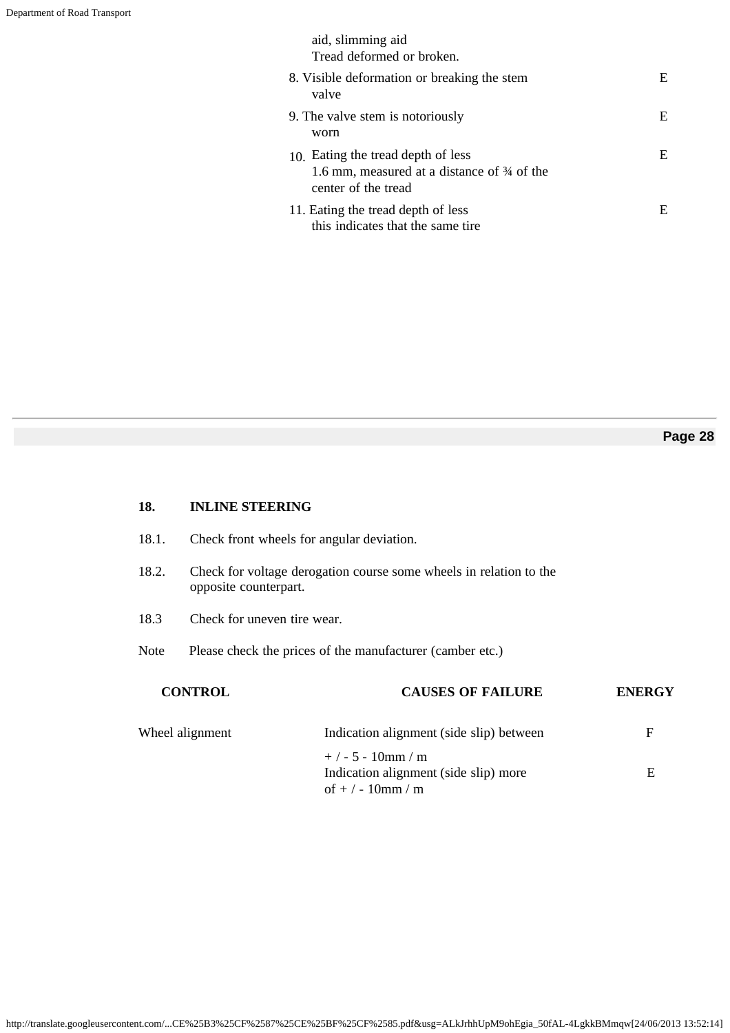| | | |
|---|---|---|
| | aid, slimming aid<br>Tread deformed or broken. | |
| | 8. Visible deformation or breaking the stem valve | E |
| | 9. The valve stem is notoriously worn | E |
| | 10. Eating the tread depth of less 1.6 mm, measured at a distance of ¾ of the center of the tread | E |
| | 11. Eating the tread depth of less this indicates that the same tire | E |

## 18. INLINE STEERING

18.1. Check front wheels for angular deviation.

18.2. Check for voltage derogation course some wheels in relation to the opposite counterpart.

18.3 Check for uneven tire wear.

Note Please check the prices of the manufacturer (camber etc.)

| CONTROL | CAUSES OF FAILURE | ENERGY |
|---|---|---|
| Wheel alignment | Indication alignment (side slip) between + / - 5 - 10mm / m | F |
| | Indication alignment (side slip) more of + / - 10mm / m | E |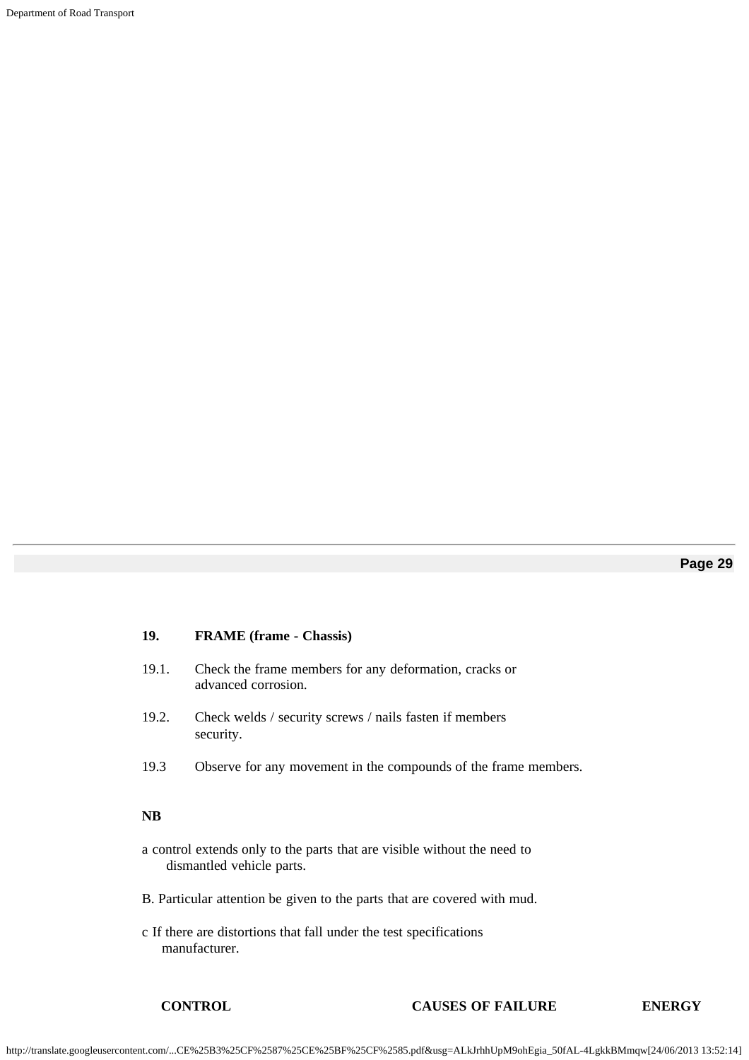## 19. FRAME (frame - Chassis)

19.1. Check the frame members for any deformation, cracks or advanced corrosion.

19.2. Check welds / security screws / nails fasten if members security.

19.3 Observe for any movement in the compounds of the frame members.

**NB**

a control extends only to the parts that are visible without the need to dismantled vehicle parts.

B. Particular attention be given to the parts that are covered with mud.

c If there are distortions that fall under the test specifications manufacturer.

| CONTROL | CAUSES OF FAILURE | ENERGY |
|---|---|---|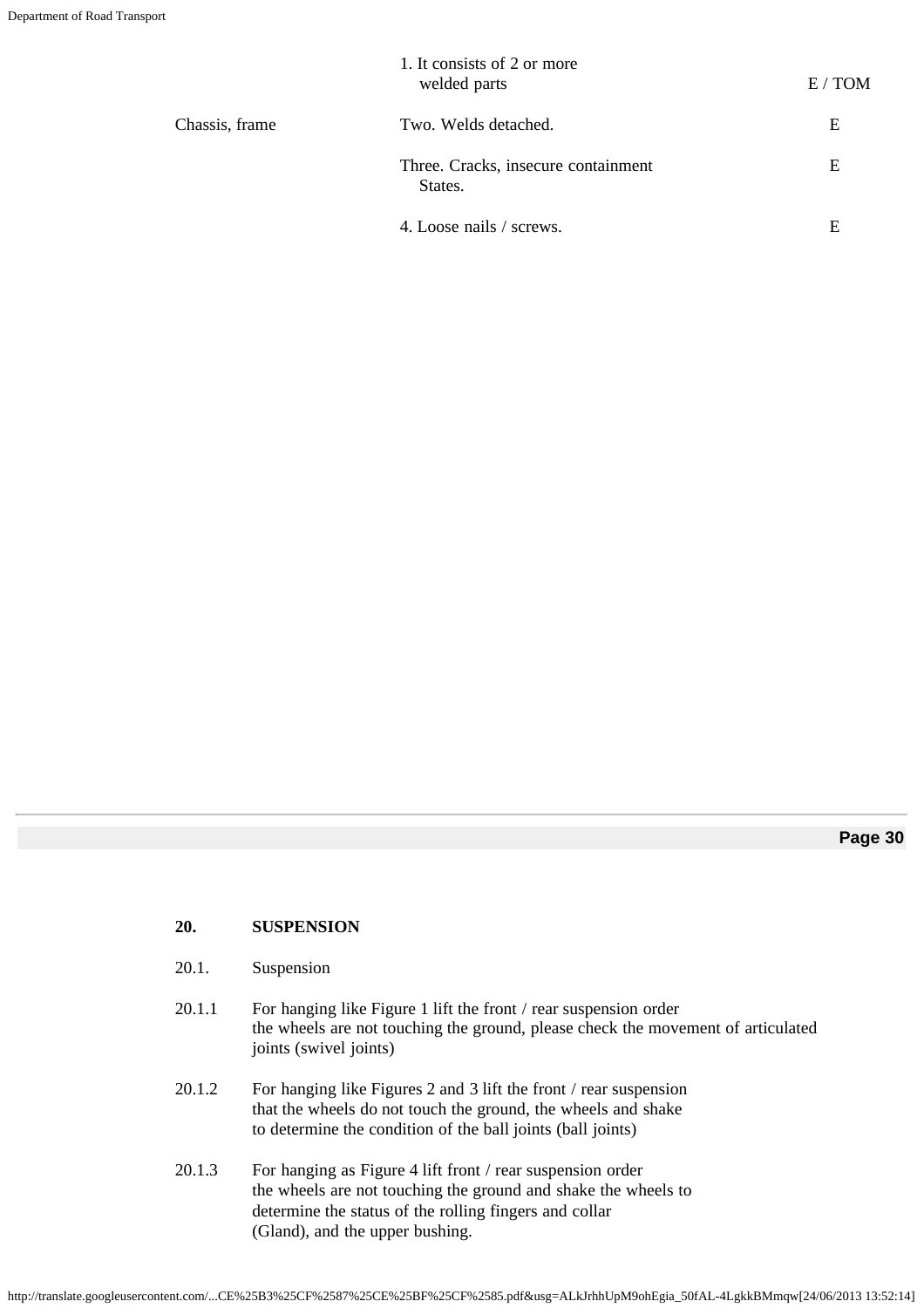|  |  |  |
|---|---|---|
|  | 1. It consists of 2 or more welded parts | E / TOM |
| Chassis, frame | Two. Welds detached. | E |
|  | Three. Cracks, insecure containment States. | E |
|  | 4. Loose nails / screws. | E |

## 20. SUSPENSION

20.1. Suspension

20.1.1 For hanging like Figure 1 lift the front / rear suspension order the wheels are not touching the ground, please check the movement of articulated joints (swivel joints)

20.1.2 For hanging like Figures 2 and 3 lift the front / rear suspension that the wheels do not touch the ground, the wheels and shake to determine the condition of the ball joints (ball joints)

20.1.3 For hanging as Figure 4 lift front / rear suspension order the wheels are not touching the ground and shake the wheels to determine the status of the rolling fingers and collar (Gland), and the upper bushing.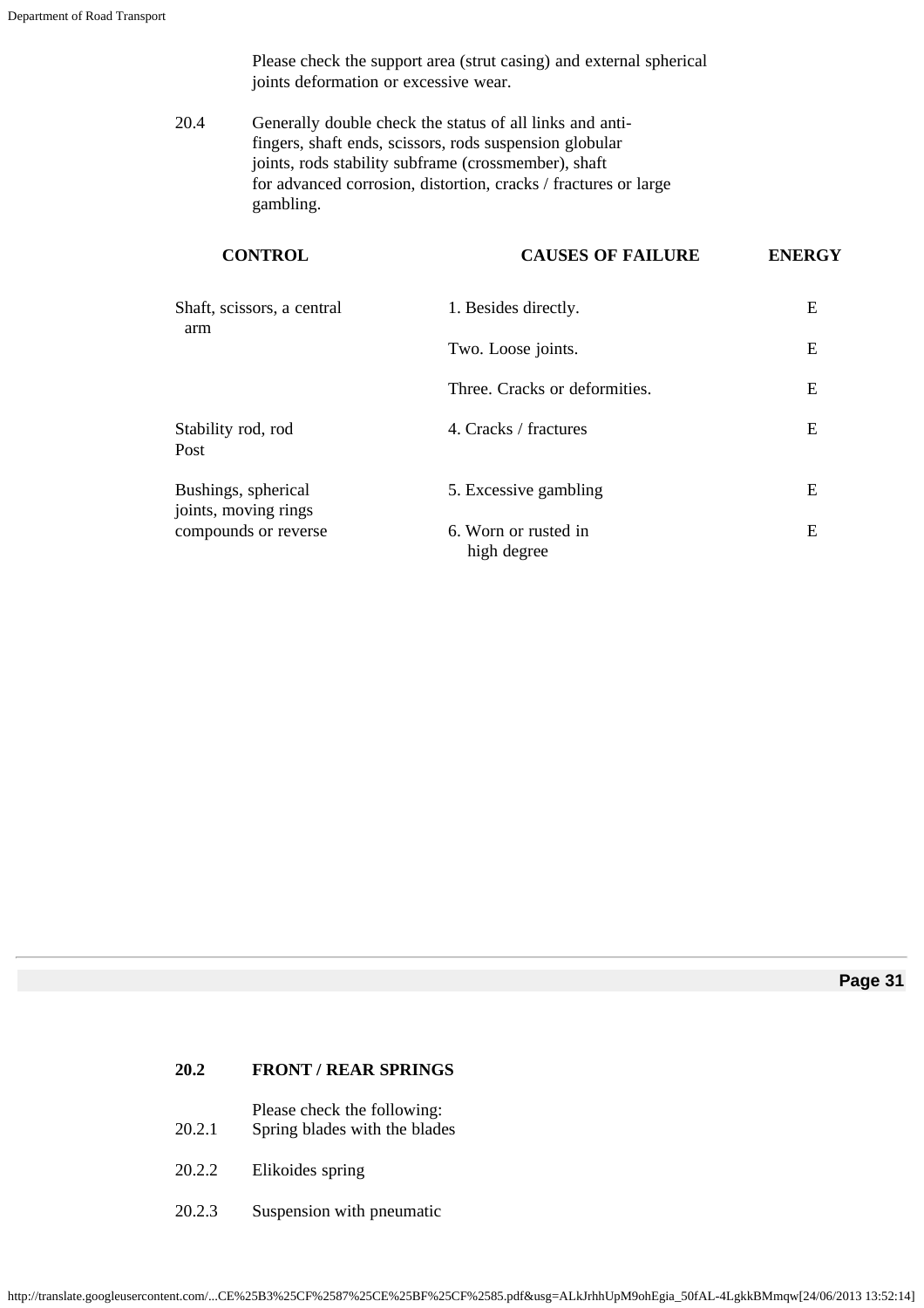Please check the support area (strut casing) and external spherical joints deformation or excessive wear.

20.4 Generally double check the status of all links and anti-fingers, shaft ends, scissors, rods suspension globular joints, rods stability subframe (crossmember), shaft for advanced corrosion, distortion, cracks / fractures or large gambling.

| CONTROL | CAUSES OF FAILURE | ENERGY |
|---|---|---|
| Shaft, scissors, a central arm | 1. Besides directly. | E |
| | Two. Loose joints. | E |
| | Three. Cracks or deformities. | E |
| Stability rod, rod Post | 4. Cracks / fractures | E |
| Bushings, spherical joints, moving rings | 5. Excessive gambling | E |
| compounds or reverse | 6. Worn or rusted in high degree | E |

## 20.2 FRONT / REAR SPRINGS

Please check the following:

20.2.1 Spring blades with the blades

20.2.2 Elikoides spring

20.2.3 Suspension with pneumatic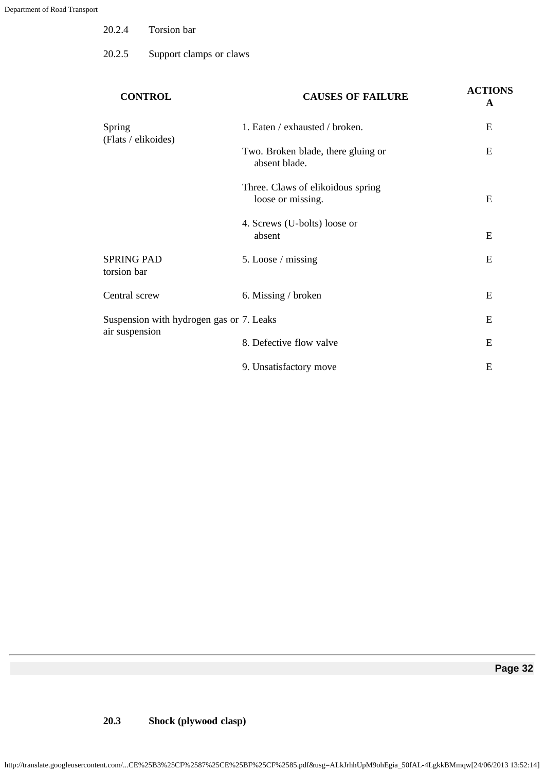20.2.4 Torsion bar

20.2.5 Support clamps or claws

| CONTROL | CAUSES OF FAILURE | ACTIONS A |
|---|---|---|
| Spring (Flats / elikoides) | 1. Eaten / exhausted / broken. | E |
| | Two. Broken blade, there gluing or absent blade. | E |
| | Three. Claws of elikoidous spring loose or missing. | E |
| | 4. Screws (U-bolts) loose or absent | E |
| SPRING PAD torsion bar | 5. Loose / missing | E |
| Central screw | 6. Missing / broken | E |
| Suspension with hydrogen gas or air suspension | 7. Leaks | E |
| | 8. Defective flow valve | E |
| | 9. Unsatisfactory move | E |

**20.3 Shock (plywood clasp)**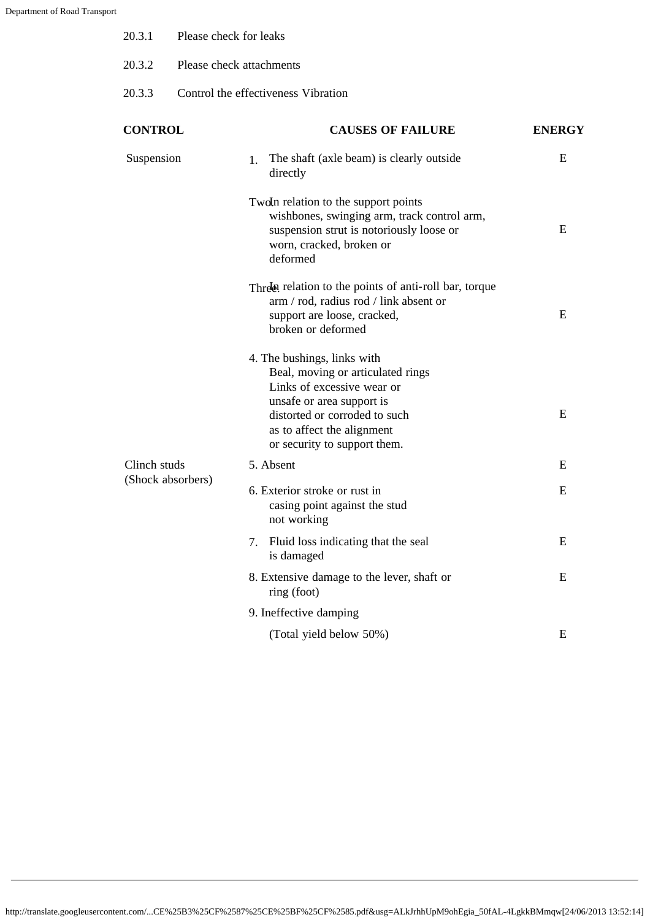20.3.1 Please check for leaks

20.3.2 Please check attachments

20.3.3 Control the effectiveness Vibration

| CONTROL | CAUSES OF FAILURE | ENERGY |
|---|---|---|
| Suspension | 1. The shaft (axle beam) is clearly outside directly | E |
| | Two. In relation to the support points wishbones, swinging arm, track control arm, suspension strut is notoriously loose or worn, cracked, broken or deformed | E |
| | Three. In relation to the points of anti-roll bar, torque arm / rod, radius rod / link absent or support are loose, cracked, broken or deformed | E |
| | 4. The bushings, links with Beal, moving or articulated rings Links of excessive wear or unsafe or area support is distorted or corroded to such as to affect the alignment or security to support them. | E |
| Clinch studs (Shock absorbers) | 5. Absent | E |
| | 6. Exterior stroke or rust in casing point against the stud not working | E |
| | 7. Fluid loss indicating that the seal is damaged | E |
| | 8. Extensive damage to the lever, shaft or ring (foot) | E |
| | 9. Ineffective damping (Total yield below 50%) | E |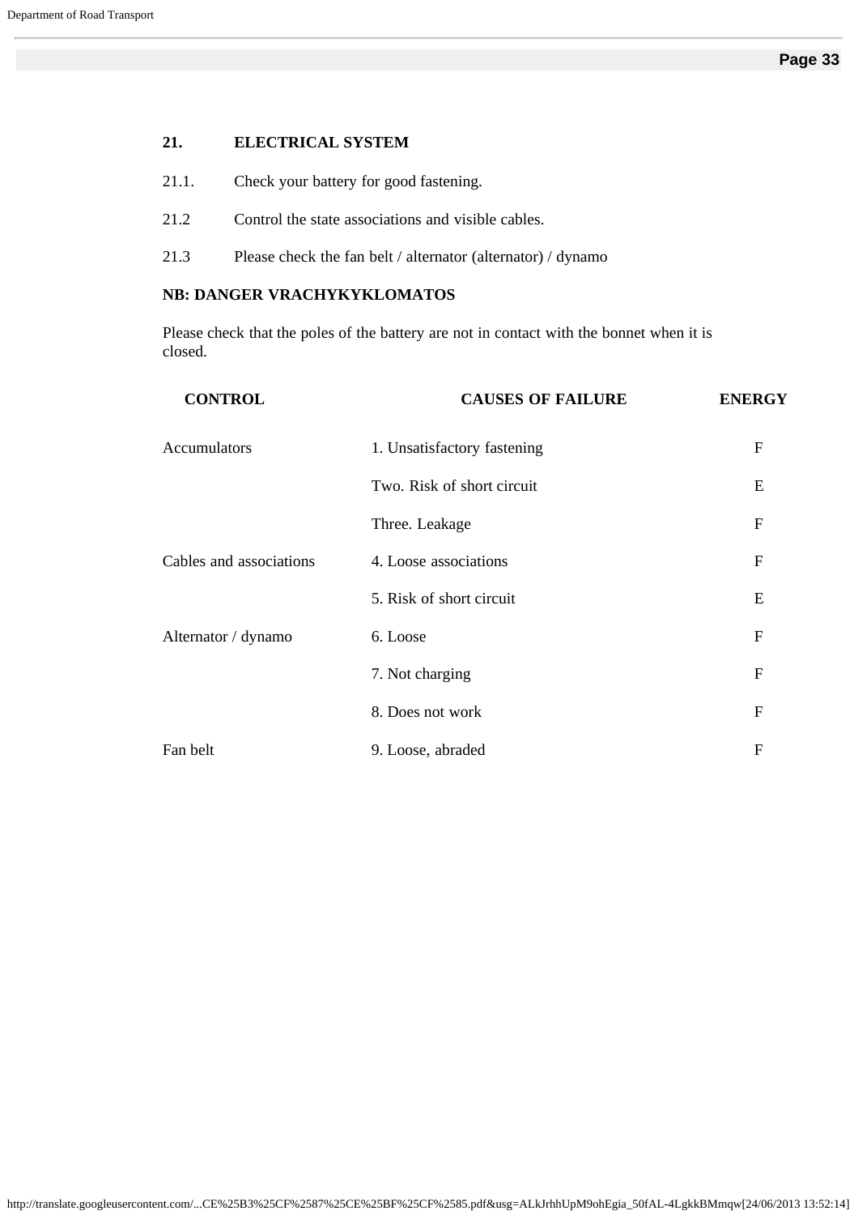## 21. ELECTRICAL SYSTEM

21.1. Check your battery for good fastening.

21.2 Control the state associations and visible cables.

21.3 Please check the fan belt / alternator (alternator) / dynamo

**NB: DANGER VRACHYKYKLOMATOS**

Please check that the poles of the battery are not in contact with the bonnet when it is closed.

| CONTROL | CAUSES OF FAILURE | ENERGY |
| --- | --- | --- |
| Accumulators | 1. Unsatisfactory fastening | F |
| | Two. Risk of short circuit | E |
| | Three. Leakage | F |
| Cables and associations | 4. Loose associations | F |
| | 5. Risk of short circuit | E |
| Alternator / dynamo | 6. Loose | F |
| | 7. Not charging | F |
| | 8. Does not work | F |
| Fan belt | 9. Loose, abraded | F |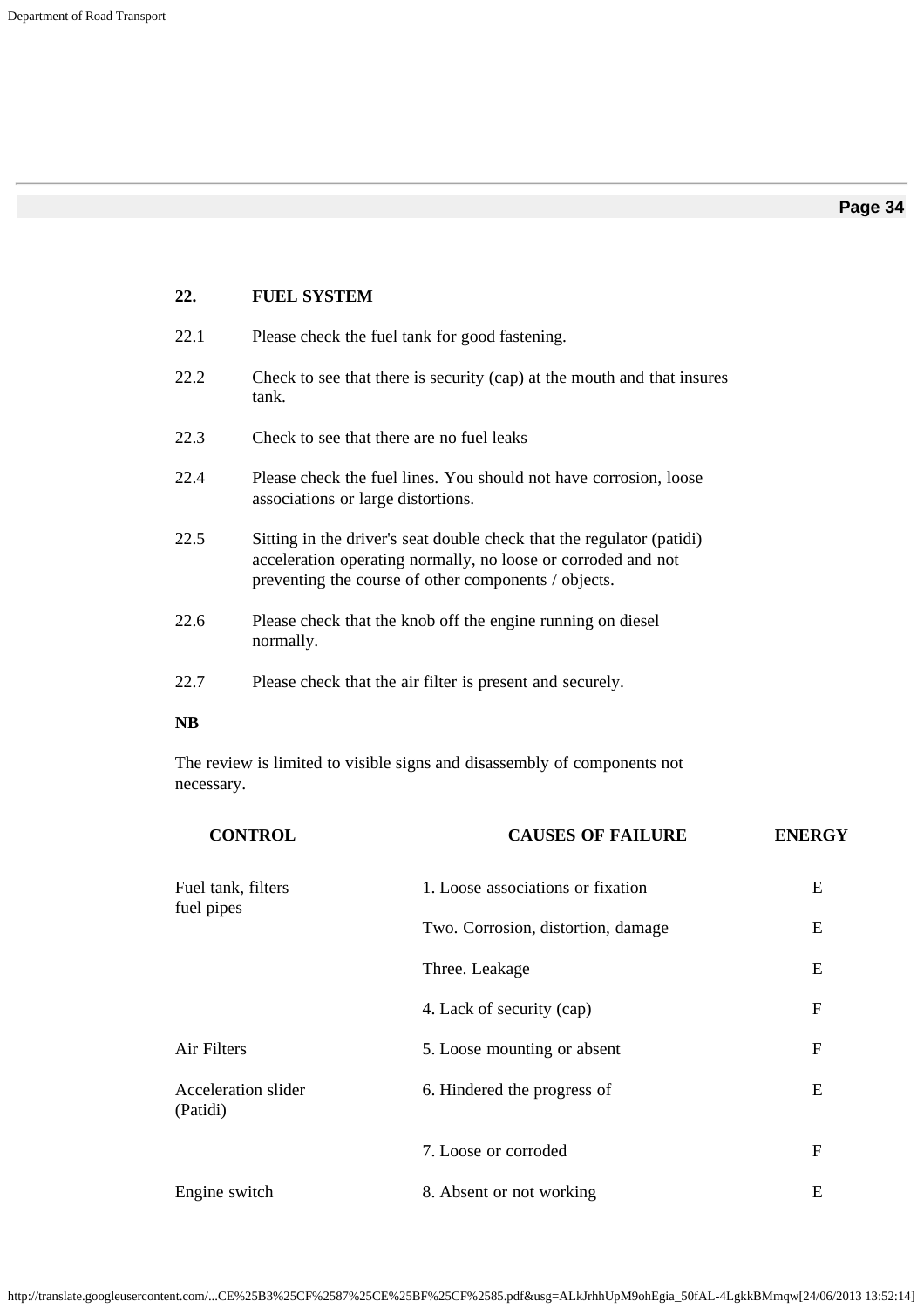## 22. FUEL SYSTEM

22.1 Please check the fuel tank for good fastening.

22.2 Check to see that there is security (cap) at the mouth and that insures tank.

22.3 Check to see that there are no fuel leaks

22.4 Please check the fuel lines. You should not have corrosion, loose associations or large distortions.

22.5 Sitting in the driver's seat double check that the regulator (patidi) acceleration operating normally, no loose or corroded and not preventing the course of other components / objects.

22.6 Please check that the knob off the engine running on diesel normally.

22.7 Please check that the air filter is present and securely.

**NB**

The review is limited to visible signs and disassembly of components not necessary.

| CONTROL | CAUSES OF FAILURE | ENERGY |
|---|---|---|
| Fuel tank, filters fuel pipes | 1. Loose associations or fixation | E |
| | Two. Corrosion, distortion, damage | E |
| | Three. Leakage | E |
| | 4. Lack of security (cap) | F |
| Air Filters | 5. Loose mounting or absent | F |
| Acceleration slider (Patidi) | 6. Hindered the progress of | E |
| | 7. Loose or corroded | F |
| Engine switch | 8. Absent or not working | E |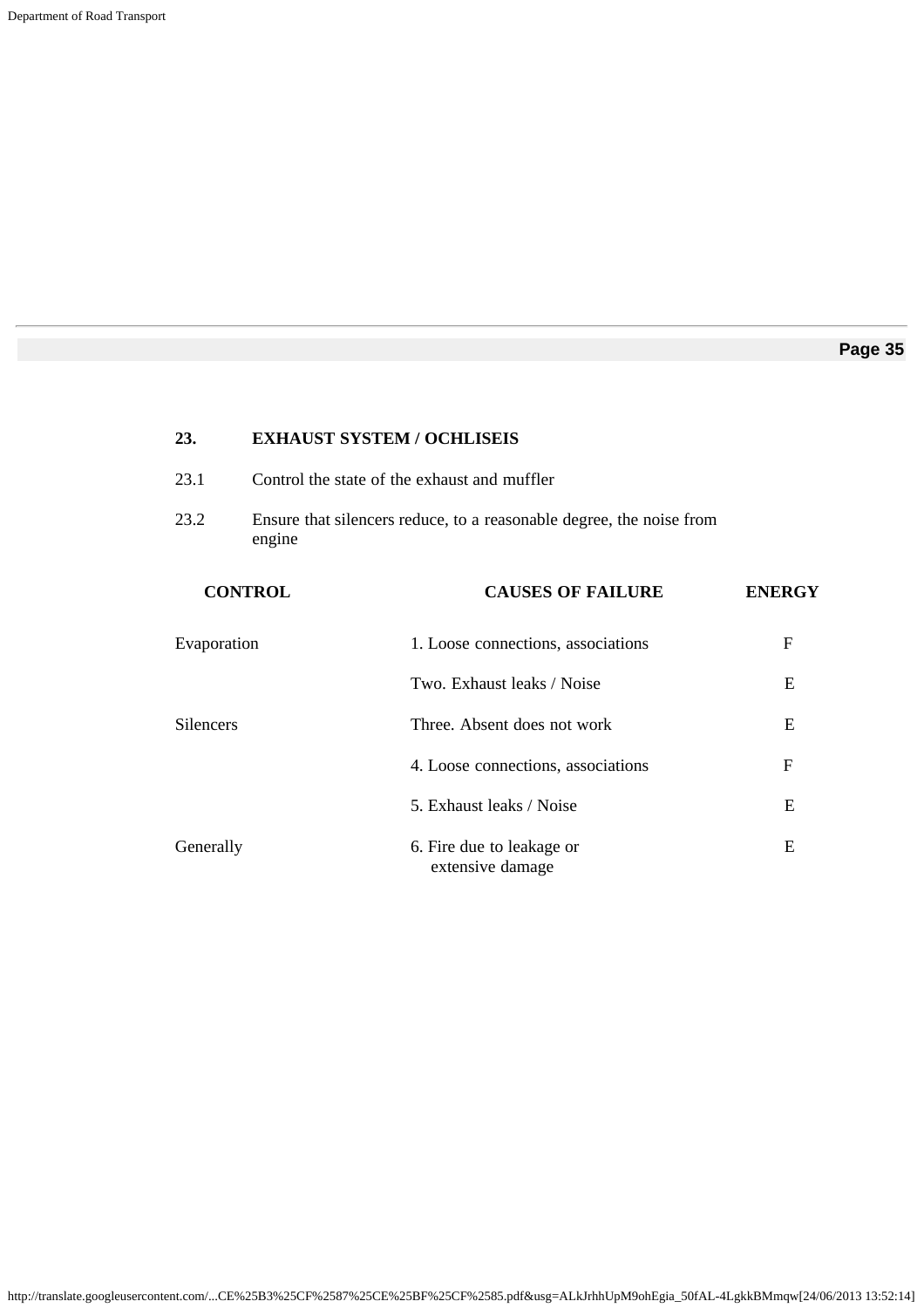## 23. EXHAUST SYSTEM / OCHLISEIS

23.1 Control the state of the exhaust and muffler

23.2 Ensure that silencers reduce, to a reasonable degree, the noise from engine

| CONTROL | CAUSES OF FAILURE | ENERGY |
|---|---|---|
| Evaporation | 1. Loose connections, associations | F |
| | Two. Exhaust leaks / Noise | E |
| Silencers | Three. Absent does not work | E |
| | 4. Loose connections, associations | F |
| | 5. Exhaust leaks / Noise | E |
| Generally | 6. Fire due to leakage or extensive damage | E |